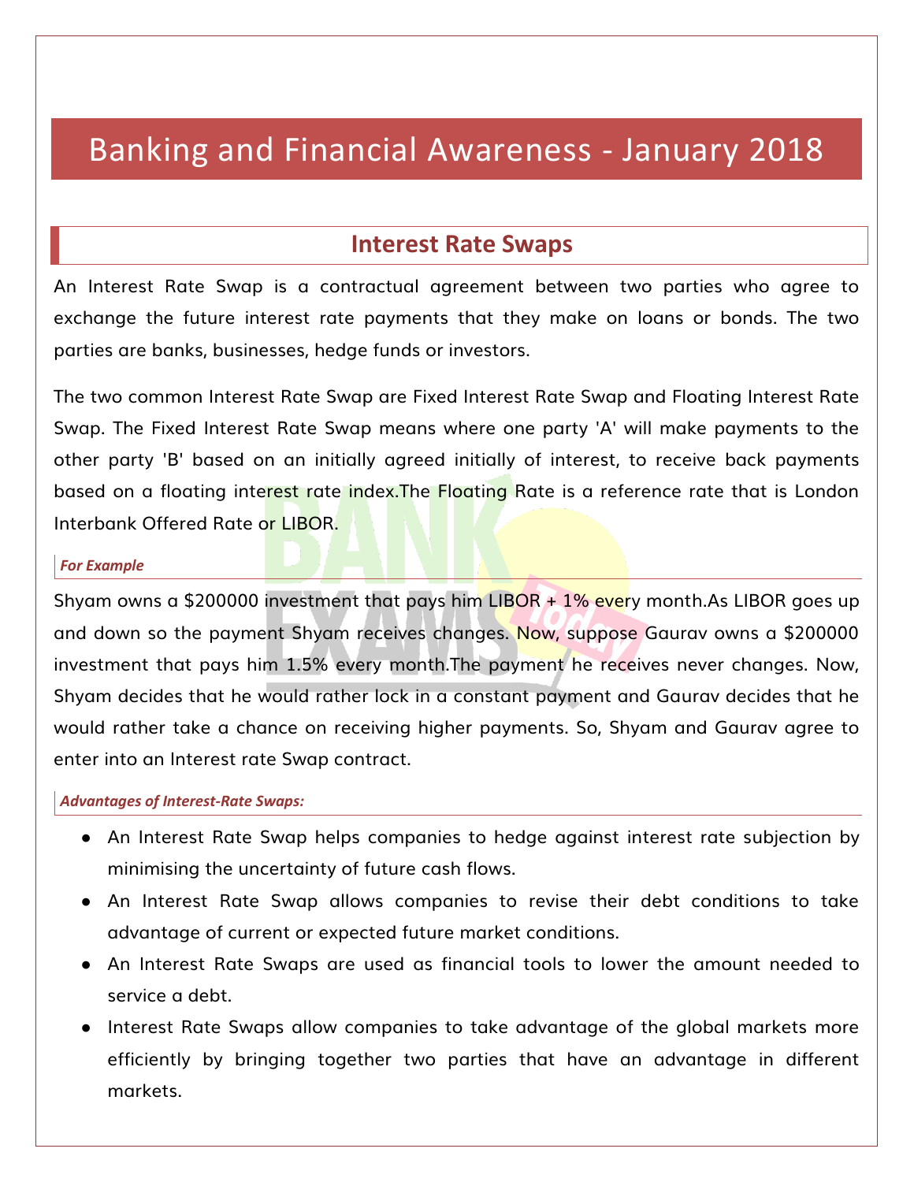# Banking and Financial Awareness - January 2018

## Interest Rate Swaps

An Interest Rate Swap is a contractual agreement between two parties who agree to exchange the future interest rate payments that they make on loans or bonds. The two parties are banks, businesses, hedge funds or investors.

The two common Interest Rate Swap are Fixed Interest Rate Swap and Floating Interest Rate Swap. The Fixed Interest Rate Swap means where one party 'A' will make payments to the other party 'B' based on an initially agreed initially of interest, to receive back payments based on a floating interest rate index.The Floating Rate is a reference rate that is London Interbank Offered Rate or LIBOR.

***For Example***

Shyam owns a $200000 investment that pays him LIBOR + 1% every month.As LIBOR goes up and down so the payment Shyam receives changes. Now, suppose Gaurav owns a $200000 investment that pays him 1.5% every month.The payment he receives never changes. Now, Shyam decides that he would rather lock in a constant payment and Gaurav decides that he would rather take a chance on receiving higher payments. So, Shyam and Gaurav agree to enter into an Interest rate Swap contract.

***Advantages of Interest-Rate Swaps:***

- An Interest Rate Swap helps companies to hedge against interest rate subjection by minimising the uncertainty of future cash flows.
- An Interest Rate Swap allows companies to revise their debt conditions to take advantage of current or expected future market conditions.
- An Interest Rate Swaps are used as financial tools to lower the amount needed to service a debt.
- Interest Rate Swaps allow companies to take advantage of the global markets more efficiently by bringing together two parties that have an advantage in different markets.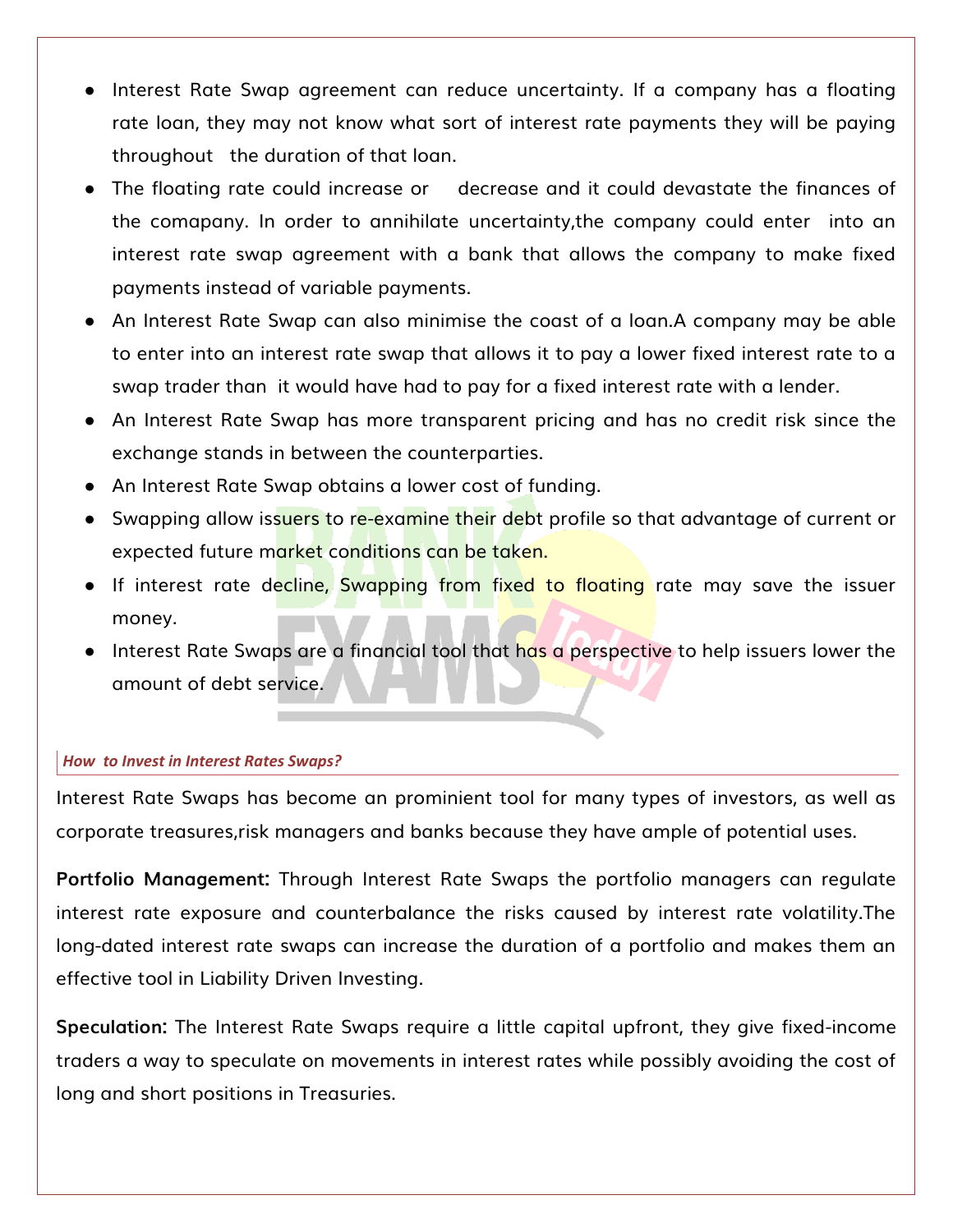- Interest Rate Swap agreement can reduce uncertainty. If a company has a floating rate loan, they may not know what sort of interest rate payments they will be paying throughout the duration of that loan.
- The floating rate could increase or decrease and it could devastate the finances of the comapany. In order to annihilate uncertainty,the company could enter into an interest rate swap agreement with a bank that allows the company to make fixed payments instead of variable payments.
- An Interest Rate Swap can also minimise the coast of a loan.A company may be able to enter into an interest rate swap that allows it to pay a lower fixed interest rate to a swap trader than it would have had to pay for a fixed interest rate with a lender.
- An Interest Rate Swap has more transparent pricing and has no credit risk since the exchange stands in between the counterparties.
- An Interest Rate Swap obtains a lower cost of funding.
- Swapping allow issuers to re-examine their debt profile so that advantage of current or expected future market conditions can be taken.
- If interest rate decline, Swapping from fixed to floating rate may save the issuer money.
- Interest Rate Swaps are a financial tool that has a perspective to help issuers lower the amount of debt service.

### *How to Invest in Interest Rates Swaps?*

Interest Rate Swaps has become an prominient tool for many types of investors, as well as corporate treasures,risk managers and banks because they have ample of potential uses.

**Portfolio Management:** Through Interest Rate Swaps the portfolio managers can regulate interest rate exposure and counterbalance the risks caused by interest rate volatility.The long-dated interest rate swaps can increase the duration of a portfolio and makes them an effective tool in Liability Driven Investing.

**Speculation:** The Interest Rate Swaps require a little capital upfront, they give fixed-income traders a way to speculate on movements in interest rates while possibly avoiding the cost of long and short positions in Treasuries.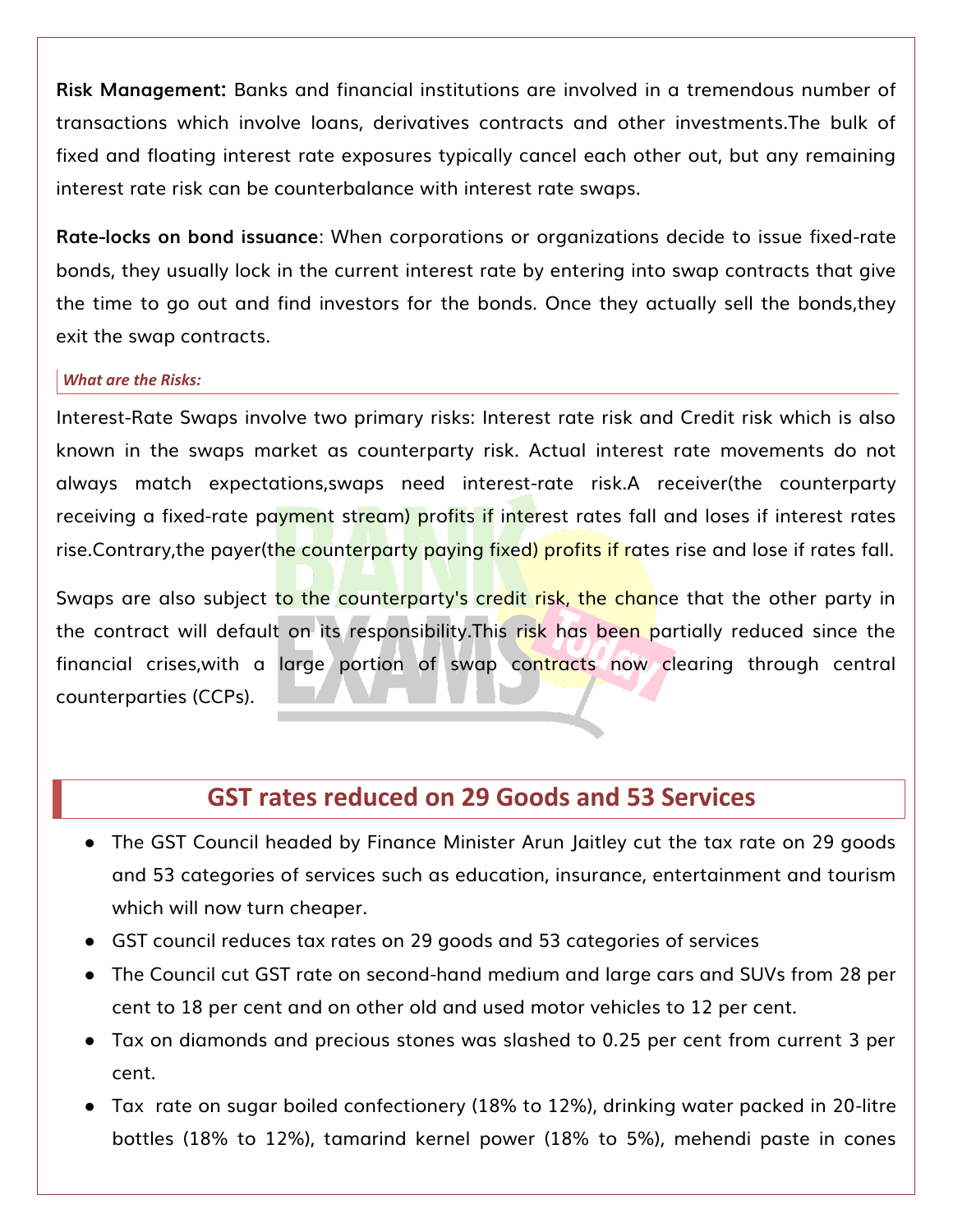**Risk Management:** Banks and financial institutions are involved in a tremendous number of transactions which involve loans, derivatives contracts and other investments.The bulk of fixed and floating interest rate exposures typically cancel each other out, but any remaining interest rate risk can be counterbalance with interest rate swaps.

**Rate-locks on bond issuance**: When corporations or organizations decide to issue fixed-rate bonds, they usually lock in the current interest rate by entering into swap contracts that give the time to go out and find investors for the bonds. Once they actually sell the bonds,they exit the swap contracts.

***What are the Risks:***

Interest-Rate Swaps involve two primary risks: Interest rate risk and Credit risk which is also known in the swaps market as counterparty risk. Actual interest rate movements do not always match expectations,swaps need interest-rate risk.A receiver(the counterparty receiving a fixed-rate payment stream) profits if interest rates fall and loses if interest rates rise.Contrary,the payer(the counterparty paying fixed) profits if rates rise and lose if rates fall.

Swaps are also subject to the counterparty's credit risk, the chance that the other party in the contract will default on its responsibility.This risk has been partially reduced since the financial crises,with a large portion of swap contracts now clearing through central counterparties (CCPs).

## GST rates reduced on 29 Goods and 53 Services

- The GST Council headed by Finance Minister Arun Jaitley cut the tax rate on 29 goods and 53 categories of services such as education, insurance, entertainment and tourism which will now turn cheaper.
- GST council reduces tax rates on 29 goods and 53 categories of services
- The Council cut GST rate on second-hand medium and large cars and SUVs from 28 per cent to 18 per cent and on other old and used motor vehicles to 12 per cent.
- Tax on diamonds and precious stones was slashed to 0.25 per cent from current 3 per cent.
- Tax rate on sugar boiled confectionery (18% to 12%), drinking water packed in 20-litre bottles (18% to 12%), tamarind kernel power (18% to 5%), mehendi paste in cones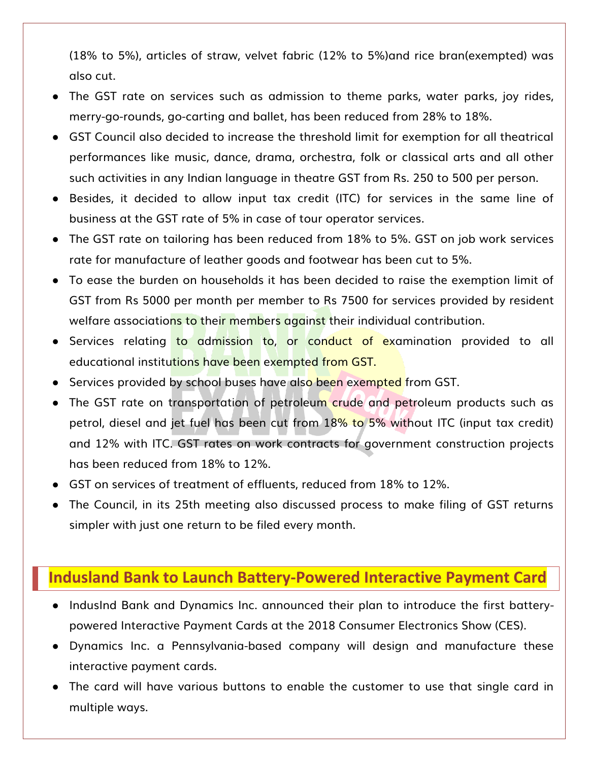(18% to 5%), articles of straw, velvet fabric (12% to 5%)and rice bran(exempted) was also cut.

- The GST rate on services such as admission to theme parks, water parks, joy rides, merry-go-rounds, go-carting and ballet, has been reduced from 28% to 18%.
- GST Council also decided to increase the threshold limit for exemption for all theatrical performances like music, dance, drama, orchestra, folk or classical arts and all other such activities in any Indian language in theatre GST from Rs. 250 to 500 per person.
- Besides, it decided to allow input tax credit (ITC) for services in the same line of business at the GST rate of 5% in case of tour operator services.
- The GST rate on tailoring has been reduced from 18% to 5%. GST on job work services rate for manufacture of leather goods and footwear has been cut to 5%.
- To ease the burden on households it has been decided to raise the exemption limit of GST from Rs 5000 per month per member to Rs 7500 for services provided by resident welfare associations to their members against their individual contribution.
- Services relating to admission to, or conduct of examination provided to all educational institutions have been exempted from GST.
- Services provided by school buses have also been exempted from GST.
- The GST rate on transportation of petroleum crude and petroleum products such as petrol, diesel and jet fuel has been cut from 18% to 5% without ITC (input tax credit) and 12% with ITC. GST rates on work contracts for government construction projects has been reduced from 18% to 12%.
- GST on services of treatment of effluents, reduced from 18% to 12%.
- The Council, in its 25th meeting also discussed process to make filing of GST returns simpler with just one return to be filed every month.

## Indusland Bank to Launch Battery-Powered Interactive Payment Card

- IndusInd Bank and Dynamics Inc. announced their plan to introduce the first battery-powered Interactive Payment Cards at the 2018 Consumer Electronics Show (CES).
- Dynamics Inc. a Pennsylvania-based company will design and manufacture these interactive payment cards.
- The card will have various buttons to enable the customer to use that single card in multiple ways.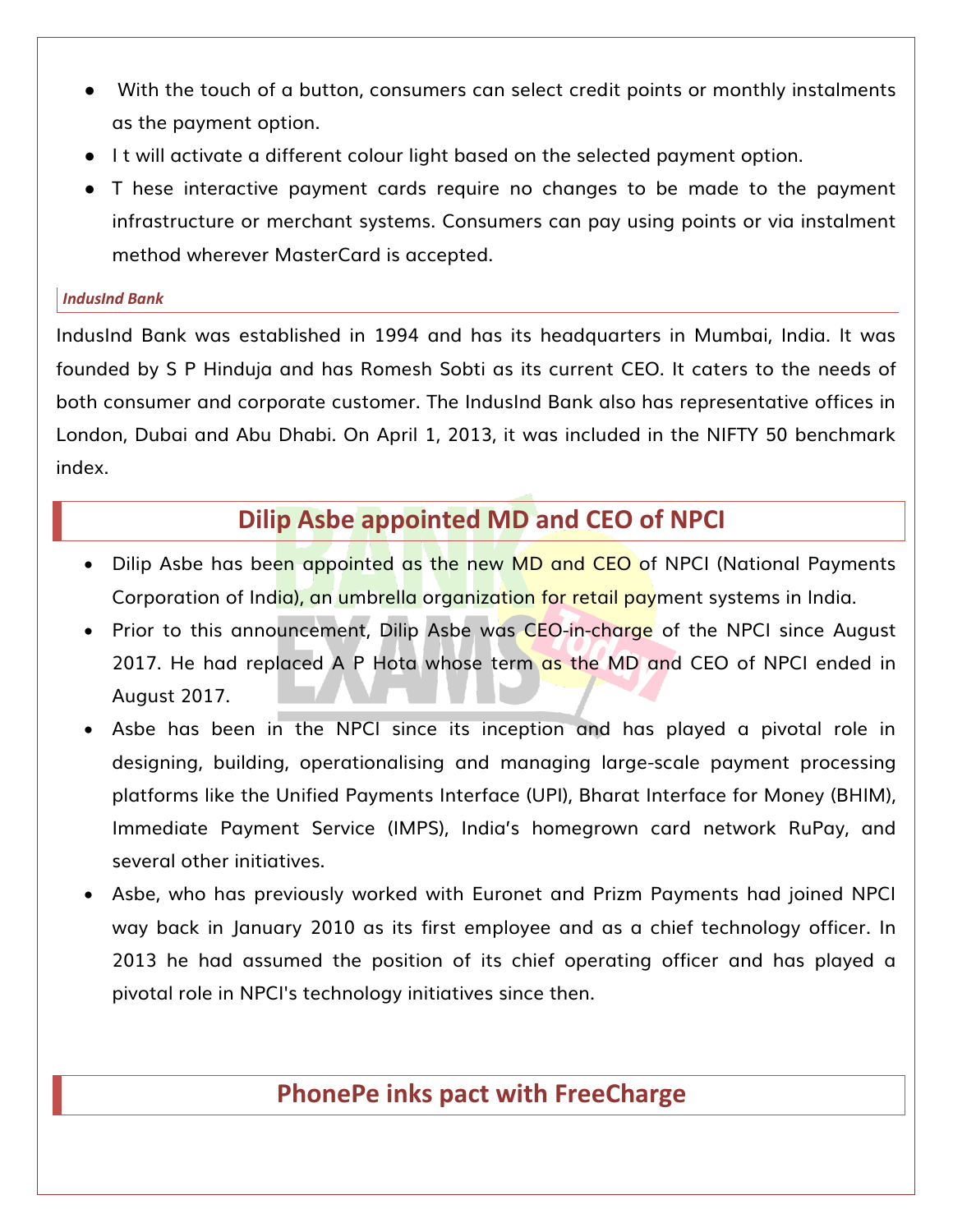- With the touch of a button, consumers can select credit points or monthly instalments as the payment option.
- It will activate a different colour light based on the selected payment option.
- These interactive payment cards require no changes to be made to the payment infrastructure or merchant systems. Consumers can pay using points or via instalment method wherever MasterCard is accepted.

### *IndusInd Bank*

IndusInd Bank was established in 1994 and has its headquarters in Mumbai, India. It was founded by S P Hinduja and has Romesh Sobti as its current CEO. It caters to the needs of both consumer and corporate customer. The IndusInd Bank also has representative offices in London, Dubai and Abu Dhabi. On April 1, 2013, it was included in the NIFTY 50 benchmark index.

## Dilip Asbe appointed MD and CEO of NPCI

- Dilip Asbe has been appointed as the new MD and CEO of NPCI (National Payments Corporation of India), an umbrella organization for retail payment systems in India.
- Prior to this announcement, Dilip Asbe was CEO-in-charge of the NPCI since August 2017. He had replaced A P Hota whose term as the MD and CEO of NPCI ended in August 2017.
- Asbe has been in the NPCI since its inception and has played a pivotal role in designing, building, operationalising and managing large-scale payment processing platforms like the Unified Payments Interface (UPI), Bharat Interface for Money (BHIM), Immediate Payment Service (IMPS), India's homegrown card network RuPay, and several other initiatives.
- Asbe, who has previously worked with Euronet and Prizm Payments had joined NPCI way back in January 2010 as its first employee and as a chief technology officer. In 2013 he had assumed the position of its chief operating officer and has played a pivotal role in NPCI's technology initiatives since then.

## PhonePe inks pact with FreeCharge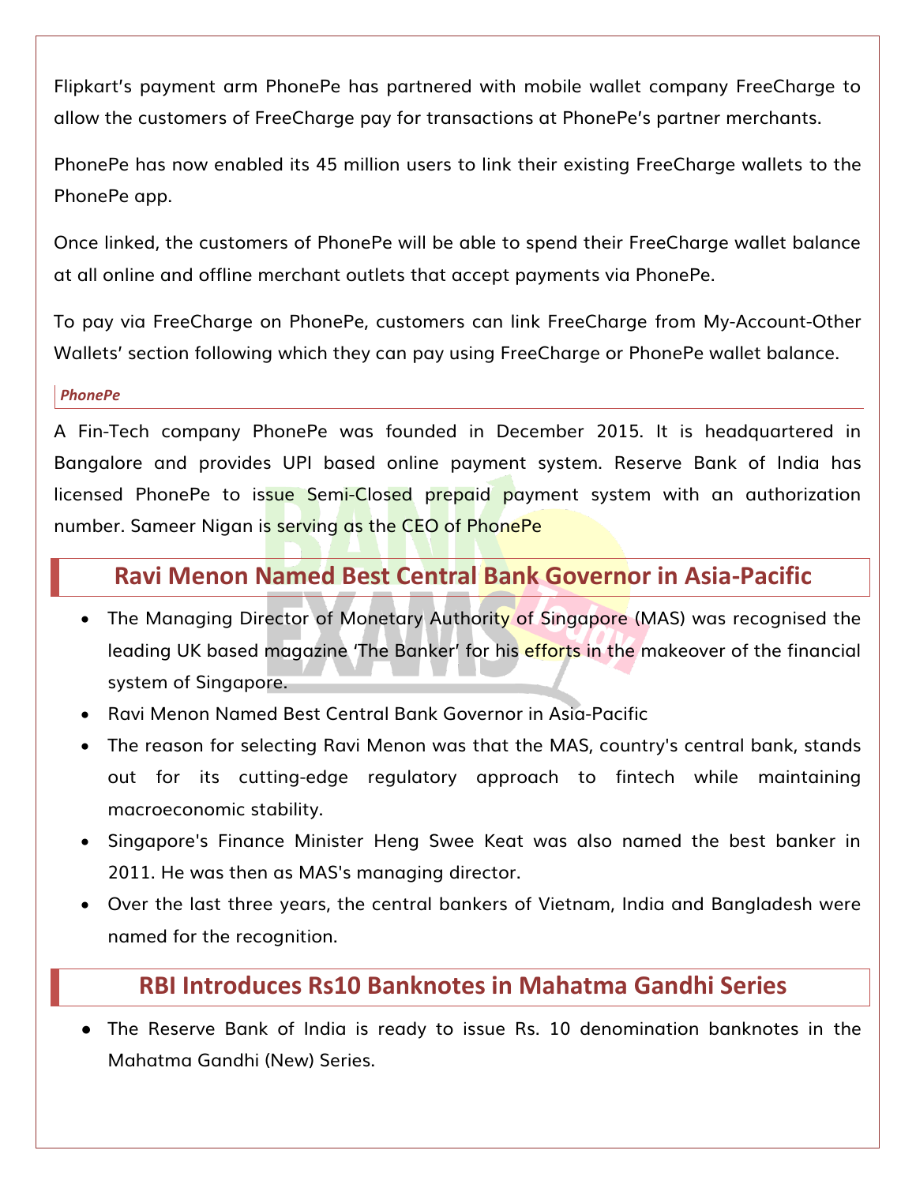Flipkart's payment arm PhonePe has partnered with mobile wallet company FreeCharge to allow the customers of FreeCharge pay for transactions at PhonePe's partner merchants.

PhonePe has now enabled its 45 million users to link their existing FreeCharge wallets to the PhonePe app.

Once linked, the customers of PhonePe will be able to spend their FreeCharge wallet balance at all online and offline merchant outlets that accept payments via PhonePe.

To pay via FreeCharge on PhonePe, customers can link FreeCharge from My-Account-Other Wallets' section following which they can pay using FreeCharge or PhonePe wallet balance.

### *PhonePe*

A Fin-Tech company PhonePe was founded in December 2015. It is headquartered in Bangalore and provides UPI based online payment system. Reserve Bank of India has licensed PhonePe to issue Semi-Closed prepaid payment system with an authorization number. Sameer Nigan is serving as the CEO of PhonePe

## Ravi Menon Named Best Central Bank Governor in Asia-Pacific

- The Managing Director of Monetary Authority of Singapore (MAS) was recognised the leading UK based magazine 'The Banker' for his efforts in the makeover of the financial system of Singapore.
- Ravi Menon Named Best Central Bank Governor in Asia-Pacific
- The reason for selecting Ravi Menon was that the MAS, country's central bank, stands out for its cutting-edge regulatory approach to fintech while maintaining macroeconomic stability.
- Singapore's Finance Minister Heng Swee Keat was also named the best banker in 2011. He was then as MAS's managing director.
- Over the last three years, the central bankers of Vietnam, India and Bangladesh were named for the recognition.

## RBI Introduces Rs10 Banknotes in Mahatma Gandhi Series

- The Reserve Bank of India is ready to issue Rs. 10 denomination banknotes in the Mahatma Gandhi (New) Series.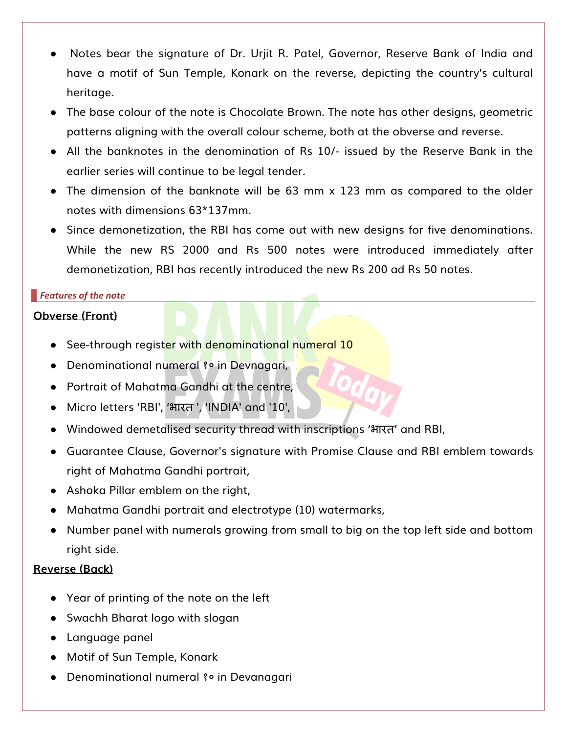- Notes bear the signature of Dr. Urjit R. Patel, Governor, Reserve Bank of India and have a motif of Sun Temple, Konark on the reverse, depicting the country's cultural heritage.
- The base colour of the note is Chocolate Brown. The note has other designs, geometric patterns aligning with the overall colour scheme, both at the obverse and reverse.
- All the banknotes in the denomination of Rs 10/- issued by the Reserve Bank in the earlier series will continue to be legal tender.
- The dimension of the banknote will be 63 mm x 123 mm as compared to the older notes with dimensions 63*137mm.
- Since demonetization, the RBI has come out with new designs for five denominations. While the new RS 2000 and Rs 500 notes were introduced immediately after demonetization, RBI has recently introduced the new Rs 200 ad Rs 50 notes.

### *Features of the note*

**Obverse (Front)**

- See-through register with denominational numeral 10
- Denominational numeral १० in Devnagari,
- Portrait of Mahatma Gandhi at the centre,
- Micro letters 'RBI', 'भारत ', 'INDIA' and '10',
- Windowed demetalised security thread with inscriptions 'भारत' and RBI,
- Guarantee Clause, Governor's signature with Promise Clause and RBI emblem towards right of Mahatma Gandhi portrait,
- Ashoka Pillar emblem on the right,
- Mahatma Gandhi portrait and electrotype (10) watermarks,
- Number panel with numerals growing from small to big on the top left side and bottom right side.

**Reverse (Back)**

- Year of printing of the note on the left
- Swachh Bharat logo with slogan
- Language panel
- Motif of Sun Temple, Konark
- Denominational numeral १० in Devanagari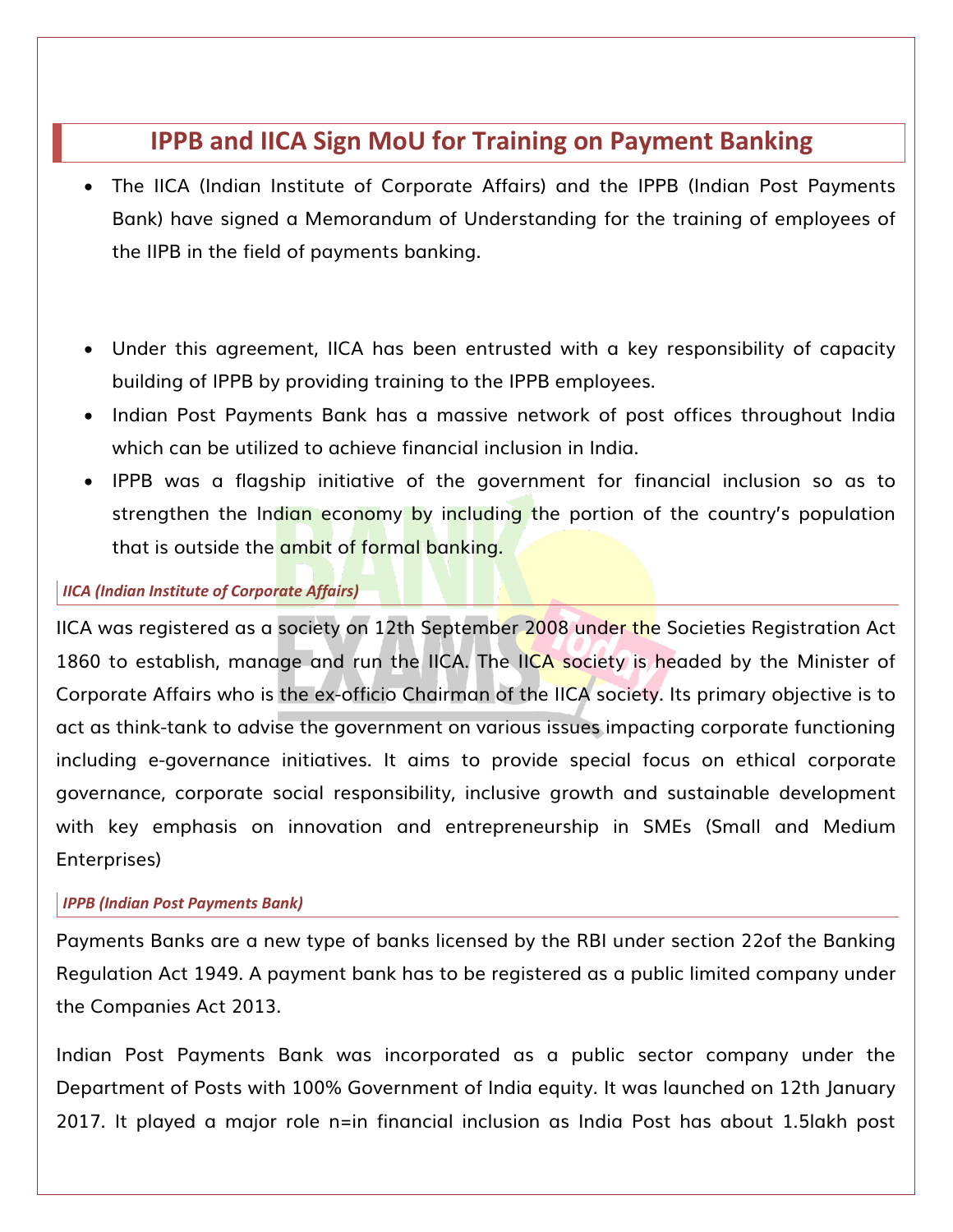## IPPB and IICA Sign MoU for Training on Payment Banking

- The IICA (Indian Institute of Corporate Affairs) and the IPPB (Indian Post Payments Bank) have signed a Memorandum of Understanding for the training of employees of the IIPB in the field of payments banking.

- Under this agreement, IICA has been entrusted with a key responsibility of capacity building of IPPB by providing training to the IPPB employees.
- Indian Post Payments Bank has a massive network of post offices throughout India which can be utilized to achieve financial inclusion in India.
- IPPB was a flagship initiative of the government for financial inclusion so as to strengthen the Indian economy by including the portion of the country's population that is outside the ambit of formal banking.

### *IICA (Indian Institute of Corporate Affairs)*

IICA was registered as a society on 12th September 2008 under the Societies Registration Act 1860 to establish, manage and run the IICA. The IICA society is headed by the Minister of Corporate Affairs who is the ex-officio Chairman of the IICA society. Its primary objective is to act as think-tank to advise the government on various issues impacting corporate functioning including e-governance initiatives. It aims to provide special focus on ethical corporate governance, corporate social responsibility, inclusive growth and sustainable development with key emphasis on innovation and entrepreneurship in SMEs (Small and Medium Enterprises)

### *IPPB (Indian Post Payments Bank)*

Payments Banks are a new type of banks licensed by the RBI under section 22of the Banking Regulation Act 1949. A payment bank has to be registered as a public limited company under the Companies Act 2013.

Indian Post Payments Bank was incorporated as a public sector company under the Department of Posts with 100% Government of India equity. It was launched on 12th January 2017. It played a major role n=in financial inclusion as India Post has about 1.5lakh post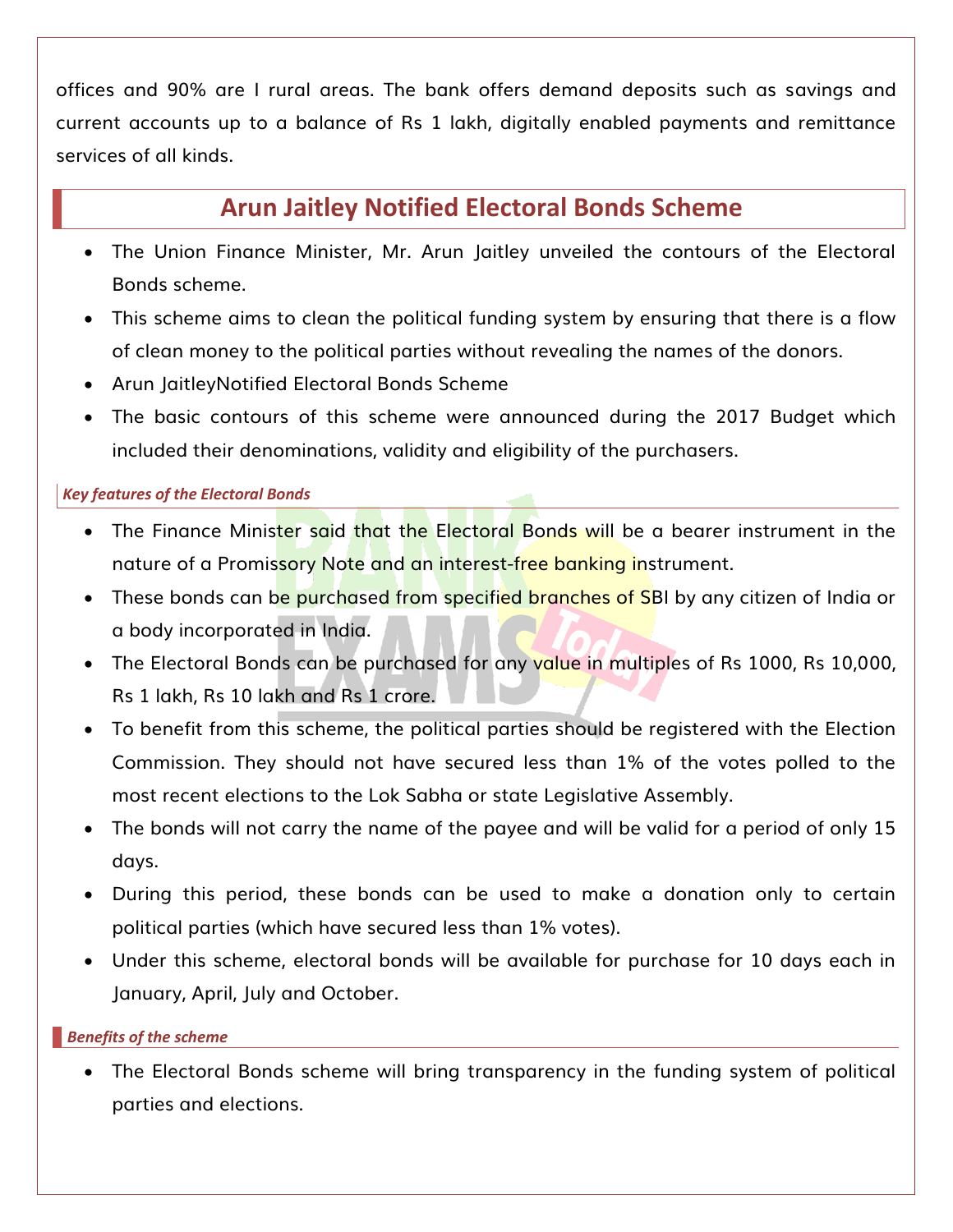offices and 90% are I rural areas. The bank offers demand deposits such as savings and current accounts up to a balance of Rs 1 lakh, digitally enabled payments and remittance services of all kinds.

## Arun Jaitley Notified Electoral Bonds Scheme

- The Union Finance Minister, Mr. Arun Jaitley unveiled the contours of the Electoral Bonds scheme.
- This scheme aims to clean the political funding system by ensuring that there is a flow of clean money to the political parties without revealing the names of the donors.
- Arun JaitleyNotified Electoral Bonds Scheme
- The basic contours of this scheme were announced during the 2017 Budget which included their denominations, validity and eligibility of the purchasers.

### *Key features of the Electoral Bonds*

- The Finance Minister said that the Electoral Bonds will be a bearer instrument in the nature of a Promissory Note and an interest-free banking instrument.
- These bonds can be purchased from specified branches of SBI by any citizen of India or a body incorporated in India.
- The Electoral Bonds can be purchased for any value in multiples of Rs 1000, Rs 10,000, Rs 1 lakh, Rs 10 lakh and Rs 1 crore.
- To benefit from this scheme, the political parties should be registered with the Election Commission. They should not have secured less than 1% of the votes polled to the most recent elections to the Lok Sabha or state Legislative Assembly.
- The bonds will not carry the name of the payee and will be valid for a period of only 15 days.
- During this period, these bonds can be used to make a donation only to certain political parties (which have secured less than 1% votes).
- Under this scheme, electoral bonds will be available for purchase for 10 days each in January, April, July and October.

### *Benefits of the scheme*

- The Electoral Bonds scheme will bring transparency in the funding system of political parties and elections.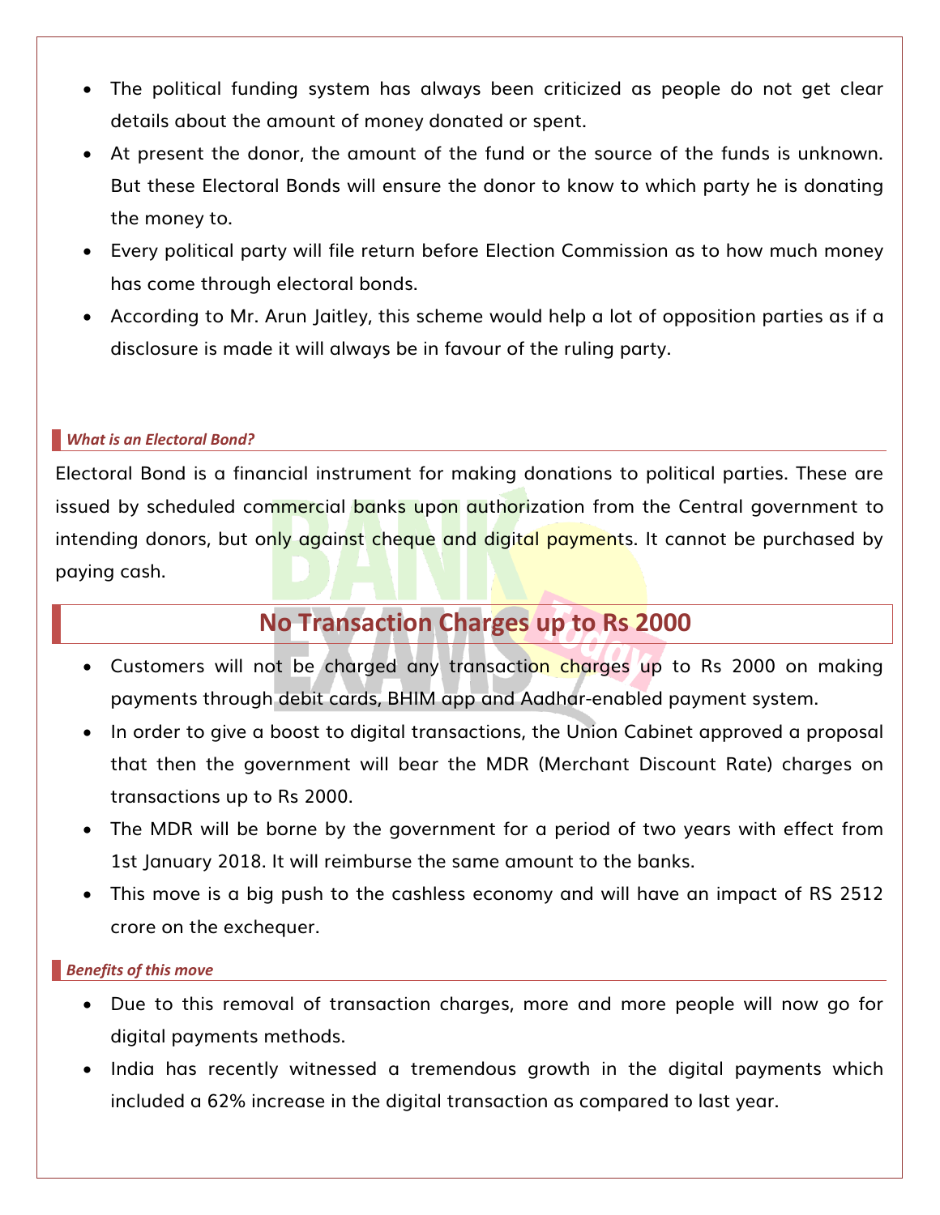- The political funding system has always been criticized as people do not get clear details about the amount of money donated or spent.
- At present the donor, the amount of the fund or the source of the funds is unknown. But these Electoral Bonds will ensure the donor to know to which party he is donating the money to.
- Every political party will file return before Election Commission as to how much money has come through electoral bonds.
- According to Mr. Arun Jaitley, this scheme would help a lot of opposition parties as if a disclosure is made it will always be in favour of the ruling party.

### *What is an Electoral Bond?*

Electoral Bond is a financial instrument for making donations to political parties. These are issued by scheduled commercial banks upon authorization from the Central government to intending donors, but only against cheque and digital payments. It cannot be purchased by paying cash.

## No Transaction Charges up to Rs 2000

- Customers will not be charged any transaction charges up to Rs 2000 on making payments through debit cards, BHIM app and Aadhar-enabled payment system.
- In order to give a boost to digital transactions, the Union Cabinet approved a proposal that then the government will bear the MDR (Merchant Discount Rate) charges on transactions up to Rs 2000.
- The MDR will be borne by the government for a period of two years with effect from 1st January 2018. It will reimburse the same amount to the banks.
- This move is a big push to the cashless economy and will have an impact of RS 2512 crore on the exchequer.

### *Benefits of this move*

- Due to this removal of transaction charges, more and more people will now go for digital payments methods.
- India has recently witnessed a tremendous growth in the digital payments which included a 62% increase in the digital transaction as compared to last year.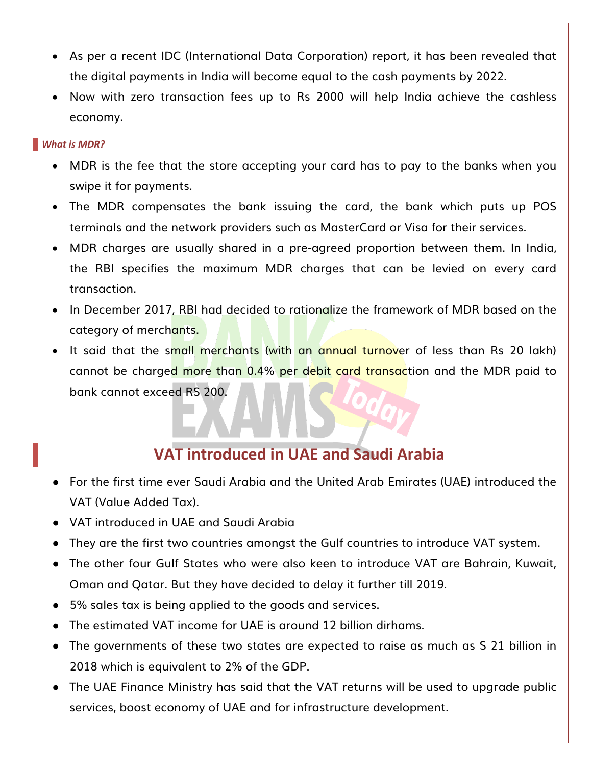- As per a recent IDC (International Data Corporation) report, it has been revealed that the digital payments in India will become equal to the cash payments by 2022.
- Now with zero transaction fees up to Rs 2000 will help India achieve the cashless economy.

### *What is MDR?*

- MDR is the fee that the store accepting your card has to pay to the banks when you swipe it for payments.
- The MDR compensates the bank issuing the card, the bank which puts up POS terminals and the network providers such as MasterCard or Visa for their services.
- MDR charges are usually shared in a pre-agreed proportion between them. In India, the RBI specifies the maximum MDR charges that can be levied on every card transaction.
- In December 2017, RBI had decided to rationalize the framework of MDR based on the category of merchants.
- It said that the small merchants (with an annual turnover of less than Rs 20 lakh) cannot be charged more than 0.4% per debit card transaction and the MDR paid to bank cannot exceed RS 200.

## VAT introduced in UAE and Saudi Arabia

- For the first time ever Saudi Arabia and the United Arab Emirates (UAE) introduced the VAT (Value Added Tax).
- VAT introduced in UAE and Saudi Arabia
- They are the first two countries amongst the Gulf countries to introduce VAT system.
- The other four Gulf States who were also keen to introduce VAT are Bahrain, Kuwait, Oman and Qatar. But they have decided to delay it further till 2019.
- 5% sales tax is being applied to the goods and services.
- The estimated VAT income for UAE is around 12 billion dirhams.
- The governments of these two states are expected to raise as much as $ 21 billion in 2018 which is equivalent to 2% of the GDP.
- The UAE Finance Ministry has said that the VAT returns will be used to upgrade public services, boost economy of UAE and for infrastructure development.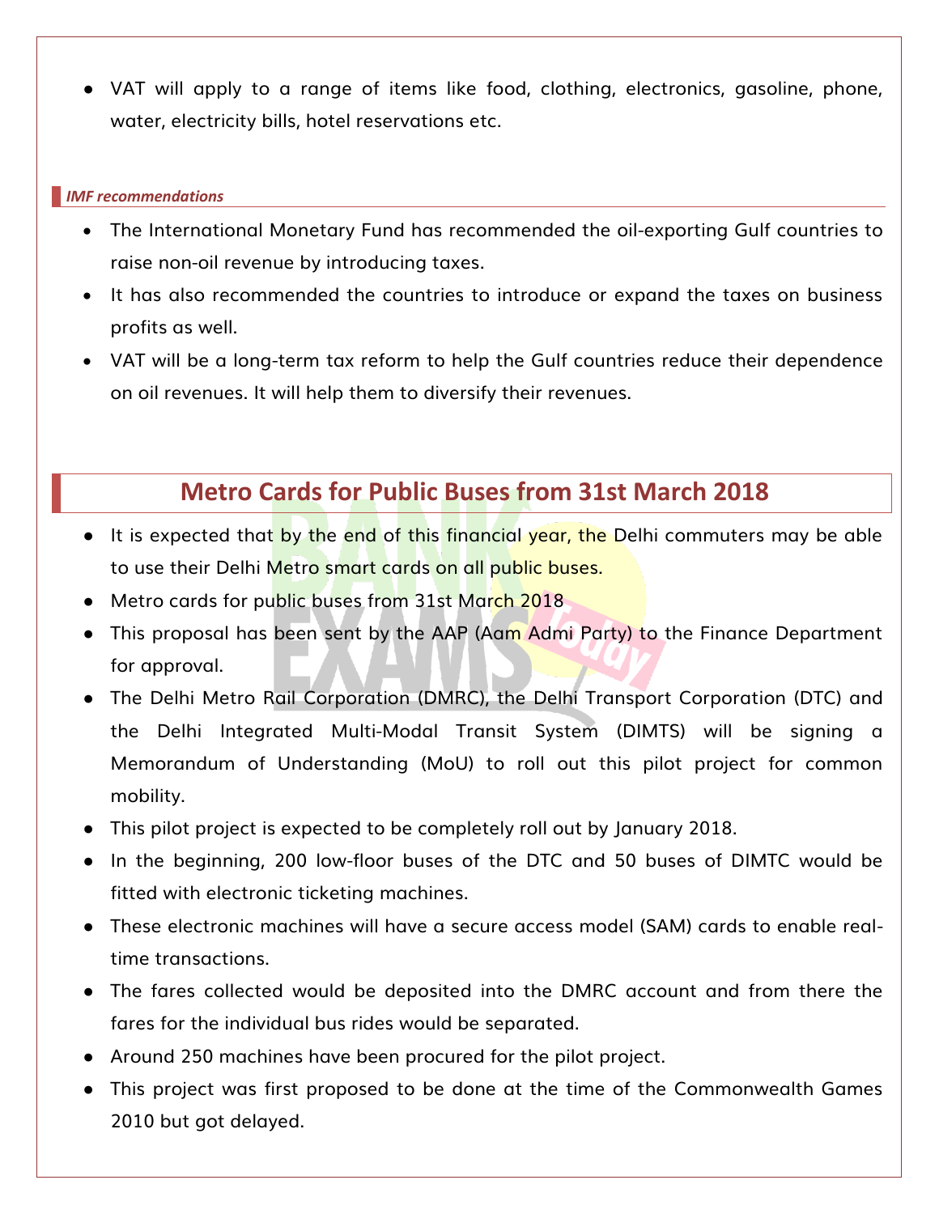- VAT will apply to a range of items like food, clothing, electronics, gasoline, phone, water, electricity bills, hotel reservations etc.

### *IMF recommendations*

- The International Monetary Fund has recommended the oil-exporting Gulf countries to raise non-oil revenue by introducing taxes.
- It has also recommended the countries to introduce or expand the taxes on business profits as well.
- VAT will be a long-term tax reform to help the Gulf countries reduce their dependence on oil revenues. It will help them to diversify their revenues.

## Metro Cards for Public Buses from 31st March 2018

- It is expected that by the end of this financial year, the Delhi commuters may be able to use their Delhi Metro smart cards on all public buses.
- Metro cards for public buses from 31st March 2018
- This proposal has been sent by the AAP (Aam Admi Party) to the Finance Department for approval.
- The Delhi Metro Rail Corporation (DMRC), the Delhi Transport Corporation (DTC) and the Delhi Integrated Multi-Modal Transit System (DIMTS) will be signing a Memorandum of Understanding (MoU) to roll out this pilot project for common mobility.
- This pilot project is expected to be completely roll out by January 2018.
- In the beginning, 200 low-floor buses of the DTC and 50 buses of DIMTC would be fitted with electronic ticketing machines.
- These electronic machines will have a secure access model (SAM) cards to enable real-time transactions.
- The fares collected would be deposited into the DMRC account and from there the fares for the individual bus rides would be separated.
- Around 250 machines have been procured for the pilot project.
- This project was first proposed to be done at the time of the Commonwealth Games 2010 but got delayed.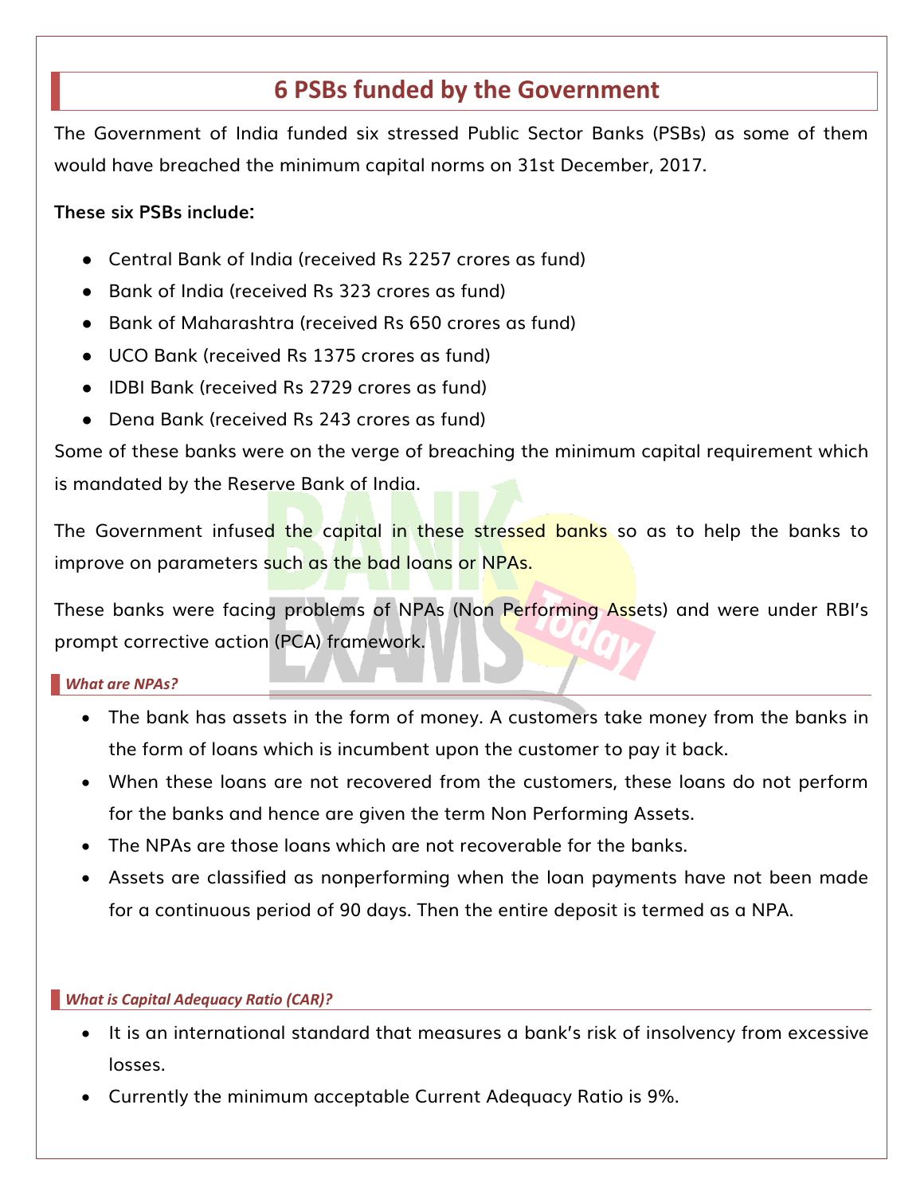# 6 PSBs funded by the Government

The Government of India funded six stressed Public Sector Banks (PSBs) as some of them would have breached the minimum capital norms on 31st December, 2017.

**These six PSBs include:**

- Central Bank of India (received Rs 2257 crores as fund)
- Bank of India (received Rs 323 crores as fund)
- Bank of Maharashtra (received Rs 650 crores as fund)
- UCO Bank (received Rs 1375 crores as fund)
- IDBI Bank (received Rs 2729 crores as fund)
- Dena Bank (received Rs 243 crores as fund)

Some of these banks were on the verge of breaching the minimum capital requirement which is mandated by the Reserve Bank of India.

The Government infused the capital in these stressed banks so as to help the banks to improve on parameters such as the bad loans or NPAs.

These banks were facing problems of NPAs (Non Performing Assets) and were under RBI's prompt corrective action (PCA) framework.

### *What are NPAs?*

- The bank has assets in the form of money. A customers take money from the banks in the form of loans which is incumbent upon the customer to pay it back.
- When these loans are not recovered from the customers, these loans do not perform for the banks and hence are given the term Non Performing Assets.
- The NPAs are those loans which are not recoverable for the banks.
- Assets are classified as nonperforming when the loan payments have not been made for a continuous period of 90 days. Then the entire deposit is termed as a NPA.

### *What is Capital Adequacy Ratio (CAR)?*

- It is an international standard that measures a bank's risk of insolvency from excessive losses.
- Currently the minimum acceptable Current Adequacy Ratio is 9%.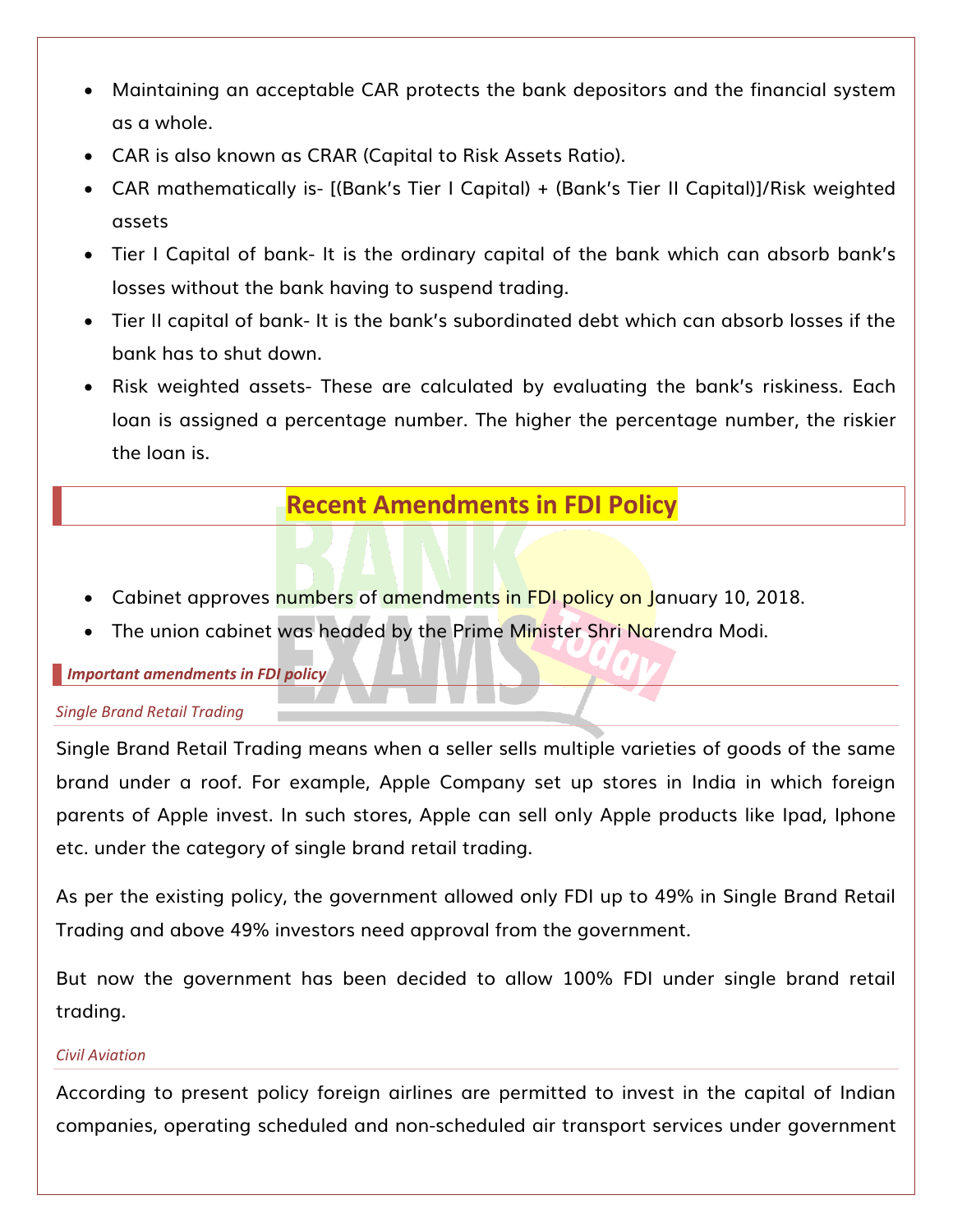- Maintaining an acceptable CAR protects the bank depositors and the financial system as a whole.
- CAR is also known as CRAR (Capital to Risk Assets Ratio).
- CAR mathematically is- [(Bank's Tier I Capital) + (Bank's Tier II Capital)]/Risk weighted assets
- Tier I Capital of bank- It is the ordinary capital of the bank which can absorb bank's losses without the bank having to suspend trading.
- Tier II capital of bank- It is the bank's subordinated debt which can absorb losses if the bank has to shut down.
- Risk weighted assets- These are calculated by evaluating the bank's riskiness. Each loan is assigned a percentage number. The higher the percentage number, the riskier the loan is.

## Recent Amendments in FDI Policy

- Cabinet approves numbers of amendments in FDI policy on January 10, 2018.
- The union cabinet was headed by the Prime Minister Shri Narendra Modi.

### *Important amendments in FDI policy*

#### *Single Brand Retail Trading*

Single Brand Retail Trading means when a seller sells multiple varieties of goods of the same brand under a roof. For example, Apple Company set up stores in India in which foreign parents of Apple invest. In such stores, Apple can sell only Apple products like Ipad, Iphone etc. under the category of single brand retail trading.

As per the existing policy, the government allowed only FDI up to 49% in Single Brand Retail Trading and above 49% investors need approval from the government.

But now the government has been decided to allow 100% FDI under single brand retail trading.

#### *Civil Aviation*

According to present policy foreign airlines are permitted to invest in the capital of Indian companies, operating scheduled and non-scheduled air transport services under government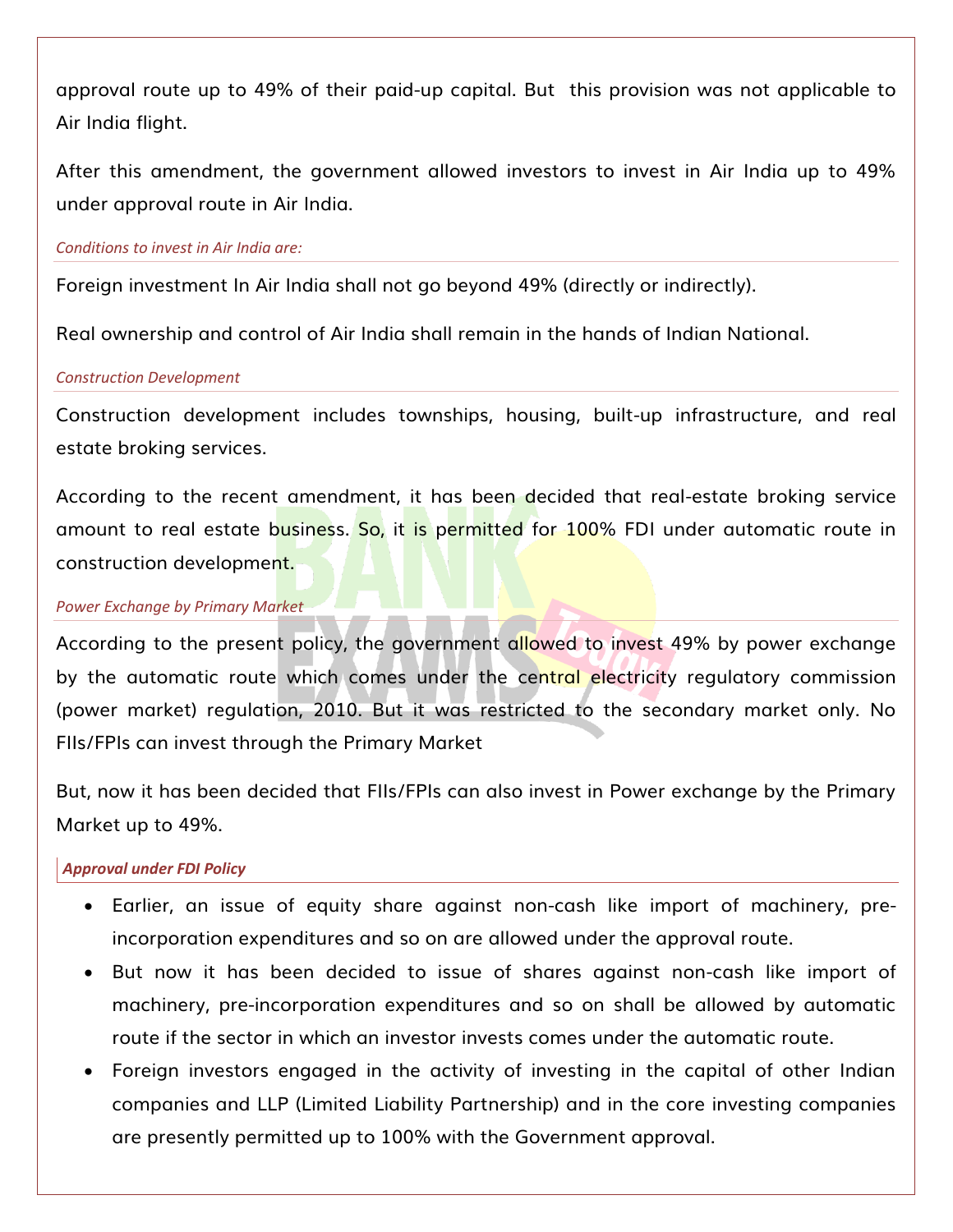approval route up to 49% of their paid-up capital. But this provision was not applicable to Air India flight.

After this amendment, the government allowed investors to invest in Air India up to 49% under approval route in Air India.

### *Conditions to invest in Air India are:*

Foreign investment In Air India shall not go beyond 49% (directly or indirectly).

Real ownership and control of Air India shall remain in the hands of Indian National.

### *Construction Development*

Construction development includes townships, housing, built-up infrastructure, and real estate broking services.

According to the recent amendment, it has been decided that real-estate broking service amount to real estate business. So, it is permitted for 100% FDI under automatic route in construction development.

### *Power Exchange by Primary Market*

According to the present policy, the government allowed to invest 49% by power exchange by the automatic route which comes under the central electricity regulatory commission (power market) regulation, 2010. But it was restricted to the secondary market only. No FIIs/FPIs can invest through the Primary Market

But, now it has been decided that FIIs/FPIs can also invest in Power exchange by the Primary Market up to 49%.

### ***Approval under FDI Policy***

- Earlier, an issue of equity share against non-cash like import of machinery, pre-incorporation expenditures and so on are allowed under the approval route.
- But now it has been decided to issue of shares against non-cash like import of machinery, pre-incorporation expenditures and so on shall be allowed by automatic route if the sector in which an investor invests comes under the automatic route.
- Foreign investors engaged in the activity of investing in the capital of other Indian companies and LLP (Limited Liability Partnership) and in the core investing companies are presently permitted up to 100% with the Government approval.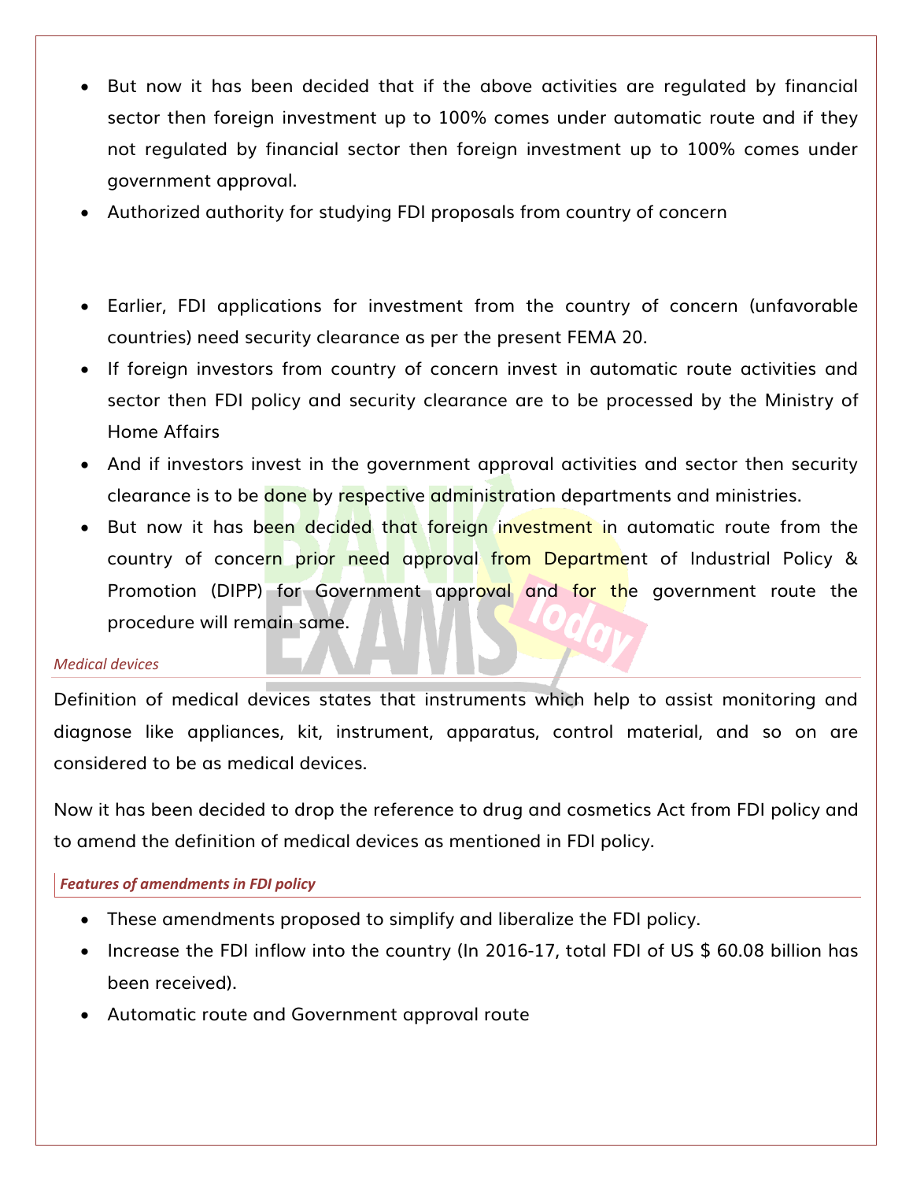- But now it has been decided that if the above activities are regulated by financial sector then foreign investment up to 100% comes under automatic route and if they not regulated by financial sector then foreign investment up to 100% comes under government approval.
- Authorized authority for studying FDI proposals from country of concern

- Earlier, FDI applications for investment from the country of concern (unfavorable countries) need security clearance as per the present FEMA 20.
- If foreign investors from country of concern invest in automatic route activities and sector then FDI policy and security clearance are to be processed by the Ministry of Home Affairs
- And if investors invest in the government approval activities and sector then security clearance is to be done by respective administration departments and ministries.
- But now it has been decided that foreign investment in automatic route from the country of concern prior need approval from Department of Industrial Policy & Promotion (DIPP) for Government approval and for the government route the procedure will remain same.

*Medical devices*

Definition of medical devices states that instruments which help to assist monitoring and diagnose like appliances, kit, instrument, apparatus, control material, and so on are considered to be as medical devices.

Now it has been decided to drop the reference to drug and cosmetics Act from FDI policy and to amend the definition of medical devices as mentioned in FDI policy.

***Features of amendments in FDI policy***

- These amendments proposed to simplify and liberalize the FDI policy.
- Increase the FDI inflow into the country (In 2016-17, total FDI of US $ 60.08 billion has been received).
- Automatic route and Government approval route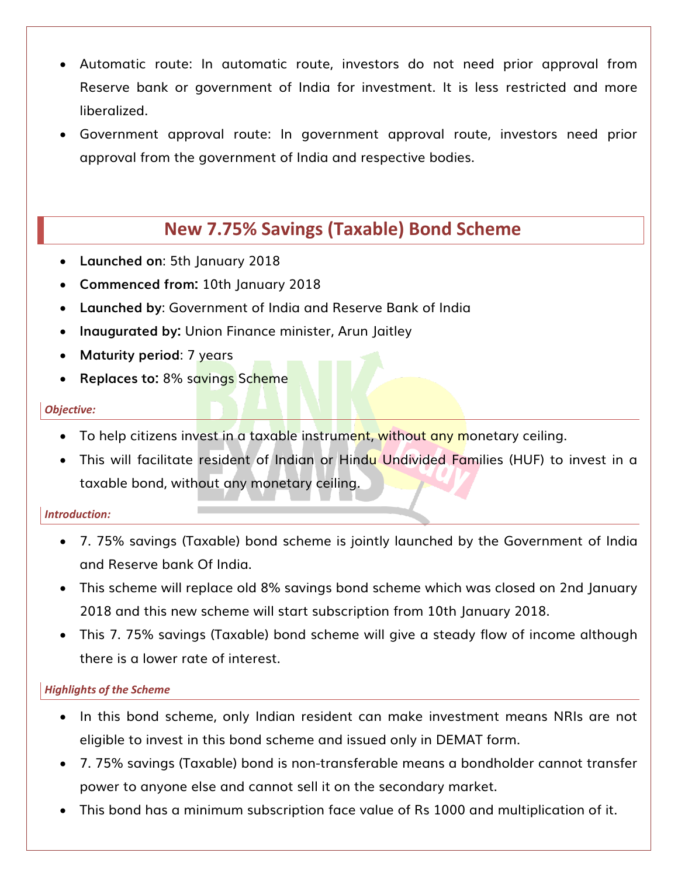- Automatic route: In automatic route, investors do not need prior approval from Reserve bank or government of India for investment. It is less restricted and more liberalized.
- Government approval route: In government approval route, investors need prior approval from the government of India and respective bodies.

## New 7.75% Savings (Taxable) Bond Scheme

- **Launched on**: 5th January 2018
- **Commenced from:** 10th January 2018
- **Launched by**: Government of India and Reserve Bank of India
- **Inaugurated by:** Union Finance minister, Arun Jaitley
- **Maturity period**: 7 years
- **Replaces to:** 8% savings Scheme

***Objective:***

- To help citizens invest in a taxable instrument, without any monetary ceiling.
- This will facilitate resident of Indian or Hindu Undivided Families (HUF) to invest in a taxable bond, without any monetary ceiling.

***Introduction:***

- 7. 75% savings (Taxable) bond scheme is jointly launched by the Government of India and Reserve bank Of India.
- This scheme will replace old 8% savings bond scheme which was closed on 2nd January 2018 and this new scheme will start subscription from 10th January 2018.
- This 7. 75% savings (Taxable) bond scheme will give a steady flow of income although there is a lower rate of interest.

***Highlights of the Scheme***

- In this bond scheme, only Indian resident can make investment means NRIs are not eligible to invest in this bond scheme and issued only in DEMAT form.
- 7. 75% savings (Taxable) bond is non-transferable means a bondholder cannot transfer power to anyone else and cannot sell it on the secondary market.
- This bond has a minimum subscription face value of Rs 1000 and multiplication of it.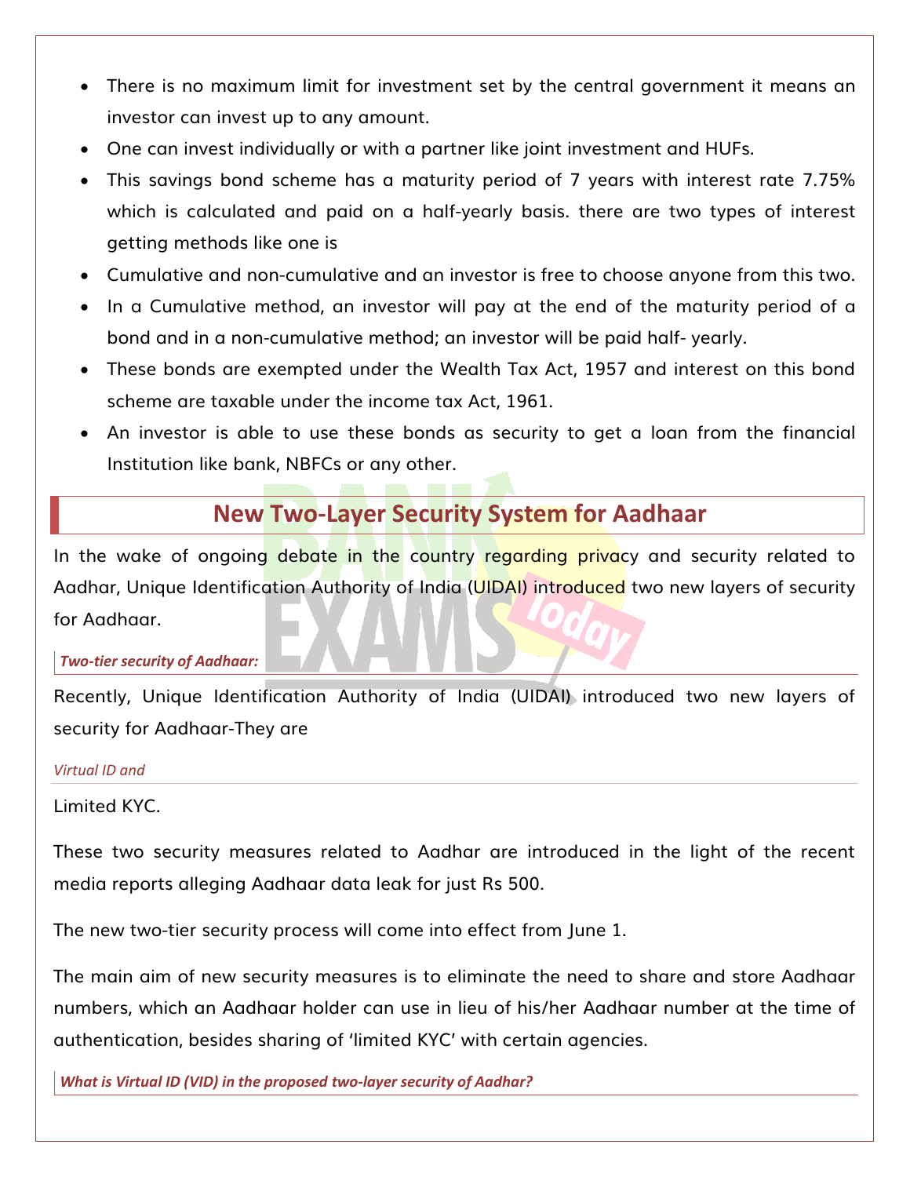- There is no maximum limit for investment set by the central government it means an investor can invest up to any amount.
- One can invest individually or with a partner like joint investment and HUFs.
- This savings bond scheme has a maturity period of 7 years with interest rate 7.75% which is calculated and paid on a half-yearly basis. there are two types of interest getting methods like one is
- Cumulative and non-cumulative and an investor is free to choose anyone from this two.
- In a Cumulative method, an investor will pay at the end of the maturity period of a bond and in a non-cumulative method; an investor will be paid half- yearly.
- These bonds are exempted under the Wealth Tax Act, 1957 and interest on this bond scheme are taxable under the income tax Act, 1961.
- An investor is able to use these bonds as security to get a loan from the financial Institution like bank, NBFCs or any other.

## New Two-Layer Security System for Aadhaar

In the wake of ongoing debate in the country regarding privacy and security related to Aadhar, Unique Identification Authority of India (UIDAI) introduced two new layers of security for Aadhaar.

#### *Two-tier security of Aadhaar:*

Recently, Unique Identification Authority of India (UIDAI) introduced two new layers of security for Aadhaar-They are

*Virtual ID and*

Limited KYC.

These two security measures related to Aadhar are introduced in the light of the recent media reports alleging Aadhaar data leak for just Rs 500.

The new two-tier security process will come into effect from June 1.

The main aim of new security measures is to eliminate the need to share and store Aadhaar numbers, which an Aadhaar holder can use in lieu of his/her Aadhaar number at the time of authentication, besides sharing of 'limited KYC' with certain agencies.

#### *What is Virtual ID (VID) in the proposed two-layer security of Aadhar?*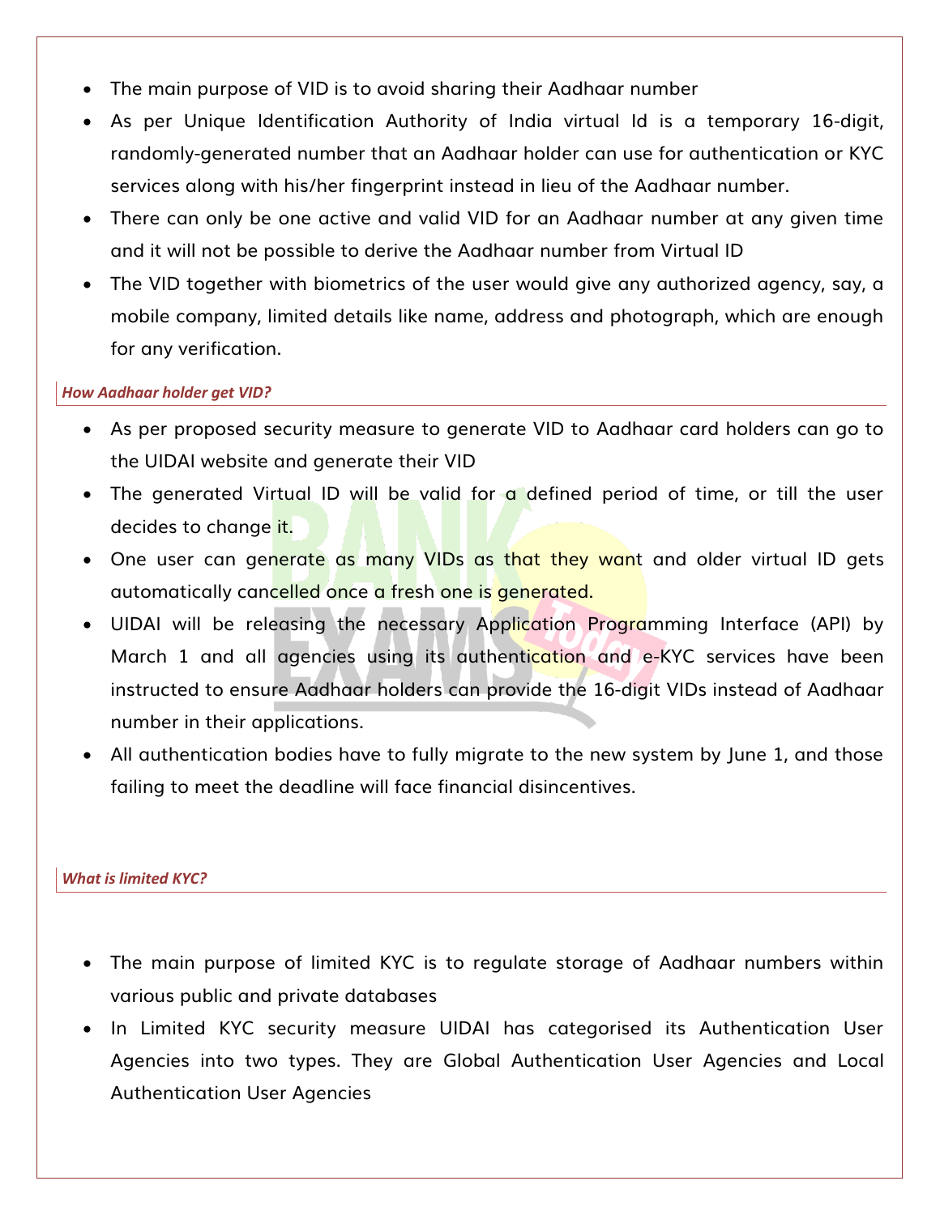- The main purpose of VID is to avoid sharing their Aadhaar number
- As per Unique Identification Authority of India virtual Id is a temporary 16-digit, randomly-generated number that an Aadhaar holder can use for authentication or KYC services along with his/her fingerprint instead in lieu of the Aadhaar number.
- There can only be one active and valid VID for an Aadhaar number at any given time and it will not be possible to derive the Aadhaar number from Virtual ID
- The VID together with biometrics of the user would give any authorized agency, say, a mobile company, limited details like name, address and photograph, which are enough for any verification.

***How Aadhaar holder get VID?***

- As per proposed security measure to generate VID to Aadhaar card holders can go to the UIDAI website and generate their VID
- The generated Virtual ID will be valid for a defined period of time, or till the user decides to change it.
- One user can generate as many VIDs as that they want and older virtual ID gets automatically cancelled once a fresh one is generated.
- UIDAI will be releasing the necessary Application Programming Interface (API) by March 1 and all agencies using its authentication and e-KYC services have been instructed to ensure Aadhaar holders can provide the 16-digit VIDs instead of Aadhaar number in their applications.
- All authentication bodies have to fully migrate to the new system by June 1, and those failing to meet the deadline will face financial disincentives.

***What is limited KYC?***

- The main purpose of limited KYC is to regulate storage of Aadhaar numbers within various public and private databases
- In Limited KYC security measure UIDAI has categorised its Authentication User Agencies into two types. They are Global Authentication User Agencies and Local Authentication User Agencies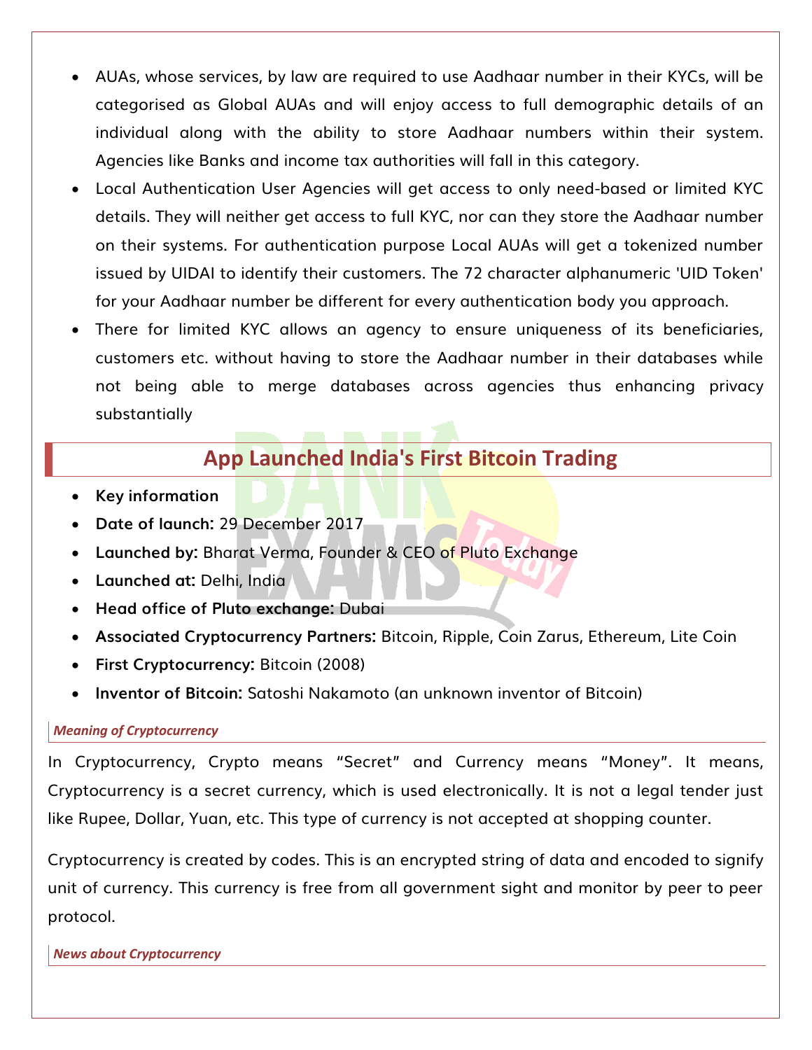- AUAs, whose services, by law are required to use Aadhaar number in their KYCs, will be categorised as Global AUAs and will enjoy access to full demographic details of an individual along with the ability to store Aadhaar numbers within their system. Agencies like Banks and income tax authorities will fall in this category.
- Local Authentication User Agencies will get access to only need-based or limited KYC details. They will neither get access to full KYC, nor can they store the Aadhaar number on their systems. For authentication purpose Local AUAs will get a tokenized number issued by UIDAI to identify their customers. The 72 character alphanumeric 'UID Token' for your Aadhaar number be different for every authentication body you approach.
- There for limited KYC allows an agency to ensure uniqueness of its beneficiaries, customers etc. without having to store the Aadhaar number in their databases while not being able to merge databases across agencies thus enhancing privacy substantially

## App Launched India's First Bitcoin Trading

- **Key information**
- **Date of launch:** 29 December 2017
- **Launched by:** Bharat Verma, Founder & CEO of Pluto Exchange
- **Launched at:** Delhi, India
- **Head office of Pluto exchange:** Dubai
- **Associated Cryptocurrency Partners:** Bitcoin, Ripple, Coin Zarus, Ethereum, Lite Coin
- **First Cryptocurrency:** Bitcoin (2008)
- **Inventor of Bitcoin:** Satoshi Nakamoto (an unknown inventor of Bitcoin)

### *Meaning of Cryptocurrency*

In Cryptocurrency, Crypto means "Secret" and Currency means "Money". It means, Cryptocurrency is a secret currency, which is used electronically. It is not a legal tender just like Rupee, Dollar, Yuan, etc. This type of currency is not accepted at shopping counter.

Cryptocurrency is created by codes. This is an encrypted string of data and encoded to signify unit of currency. This currency is free from all government sight and monitor by peer to peer protocol.

### *News about Cryptocurrency*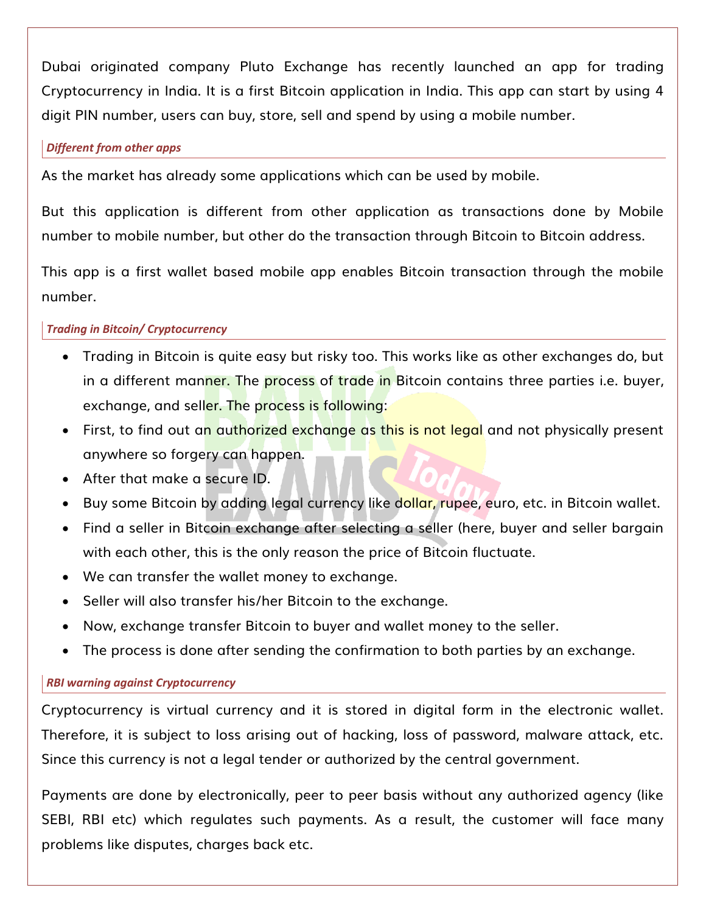Dubai originated company Pluto Exchange has recently launched an app for trading Cryptocurrency in India. It is a first Bitcoin application in India. This app can start by using 4 digit PIN number, users can buy, store, sell and spend by using a mobile number.

### *Different from other apps*

As the market has already some applications which can be used by mobile.

But this application is different from other application as transactions done by Mobile number to mobile number, but other do the transaction through Bitcoin to Bitcoin address.

This app is a first wallet based mobile app enables Bitcoin transaction through the mobile number.

### *Trading in Bitcoin/ Cryptocurrency*

- Trading in Bitcoin is quite easy but risky too. This works like as other exchanges do, but in a different manner. The process of trade in Bitcoin contains three parties i.e. buyer, exchange, and seller. The process is following:
- First, to find out an authorized exchange as this is not legal and not physically present anywhere so forgery can happen.
- After that make a secure ID.
- Buy some Bitcoin by adding legal currency like dollar, rupee, euro, etc. in Bitcoin wallet.
- Find a seller in Bitcoin exchange after selecting a seller (here, buyer and seller bargain with each other, this is the only reason the price of Bitcoin fluctuate.
- We can transfer the wallet money to exchange.
- Seller will also transfer his/her Bitcoin to the exchange.
- Now, exchange transfer Bitcoin to buyer and wallet money to the seller.
- The process is done after sending the confirmation to both parties by an exchange.

### *RBI warning against Cryptocurrency*

Cryptocurrency is virtual currency and it is stored in digital form in the electronic wallet. Therefore, it is subject to loss arising out of hacking, loss of password, malware attack, etc. Since this currency is not a legal tender or authorized by the central government.

Payments are done by electronically, peer to peer basis without any authorized agency (like SEBI, RBI etc) which regulates such payments. As a result, the customer will face many problems like disputes, charges back etc.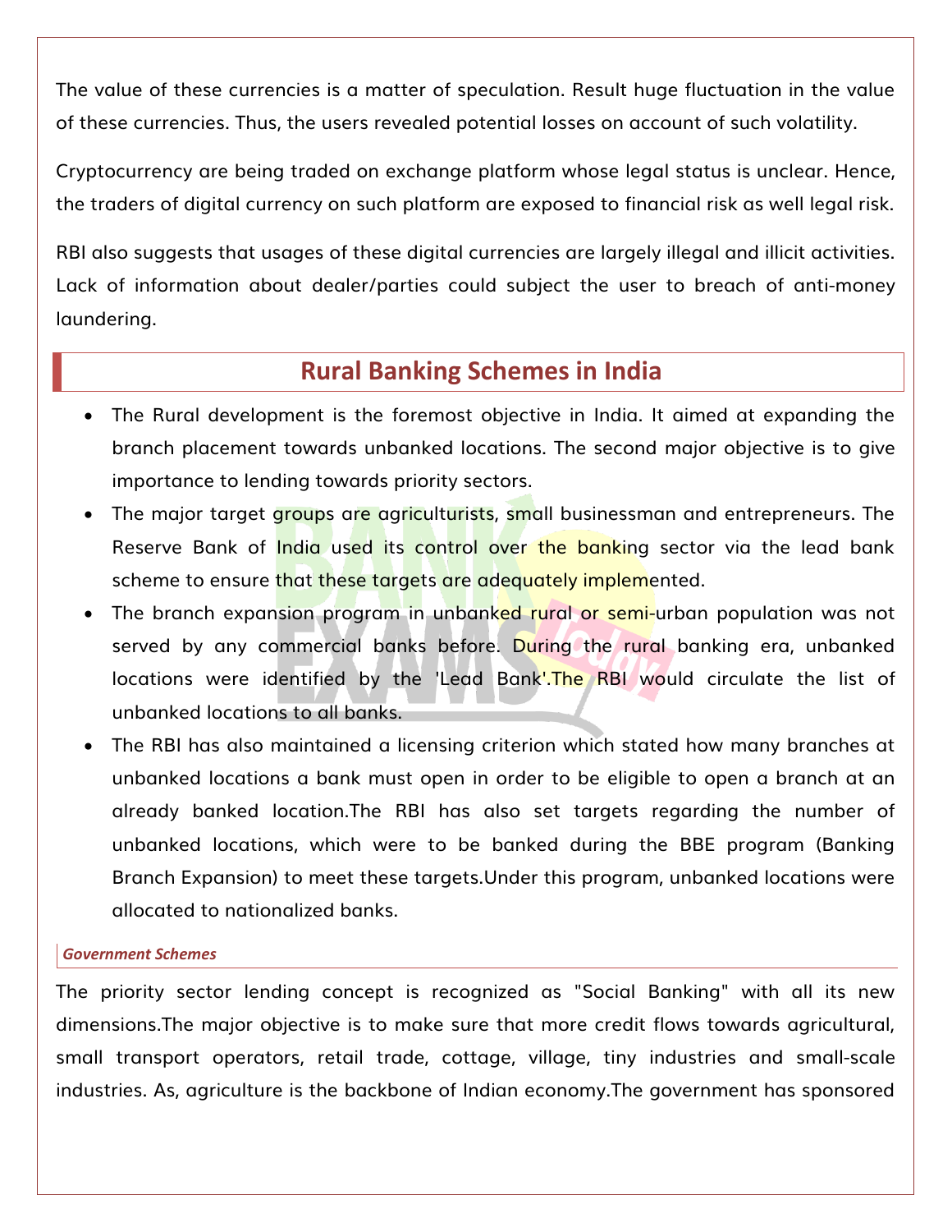The value of these currencies is a matter of speculation. Result huge fluctuation in the value of these currencies. Thus, the users revealed potential losses on account of such volatility.

Cryptocurrency are being traded on exchange platform whose legal status is unclear. Hence, the traders of digital currency on such platform are exposed to financial risk as well legal risk.

RBI also suggests that usages of these digital currencies are largely illegal and illicit activities. Lack of information about dealer/parties could subject the user to breach of anti-money laundering.

## Rural Banking Schemes in India

- The Rural development is the foremost objective in India. It aimed at expanding the branch placement towards unbanked locations. The second major objective is to give importance to lending towards priority sectors.
- The major target groups are agriculturists, small businessman and entrepreneurs. The Reserve Bank of India used its control over the banking sector via the lead bank scheme to ensure that these targets are adequately implemented.
- The branch expansion program in unbanked rural or semi-urban population was not served by any commercial banks before. During the rural banking era, unbanked locations were identified by the 'Lead Bank'.The RBI would circulate the list of unbanked locations to all banks.
- The RBI has also maintained a licensing criterion which stated how many branches at unbanked locations a bank must open in order to be eligible to open a branch at an already banked location.The RBI has also set targets regarding the number of unbanked locations, which were to be banked during the BBE program (Banking Branch Expansion) to meet these targets.Under this program, unbanked locations were allocated to nationalized banks.

#### *Government Schemes*

The priority sector lending concept is recognized as "Social Banking" with all its new dimensions.The major objective is to make sure that more credit flows towards agricultural, small transport operators, retail trade, cottage, village, tiny industries and small-scale industries. As, agriculture is the backbone of Indian economy.The government has sponsored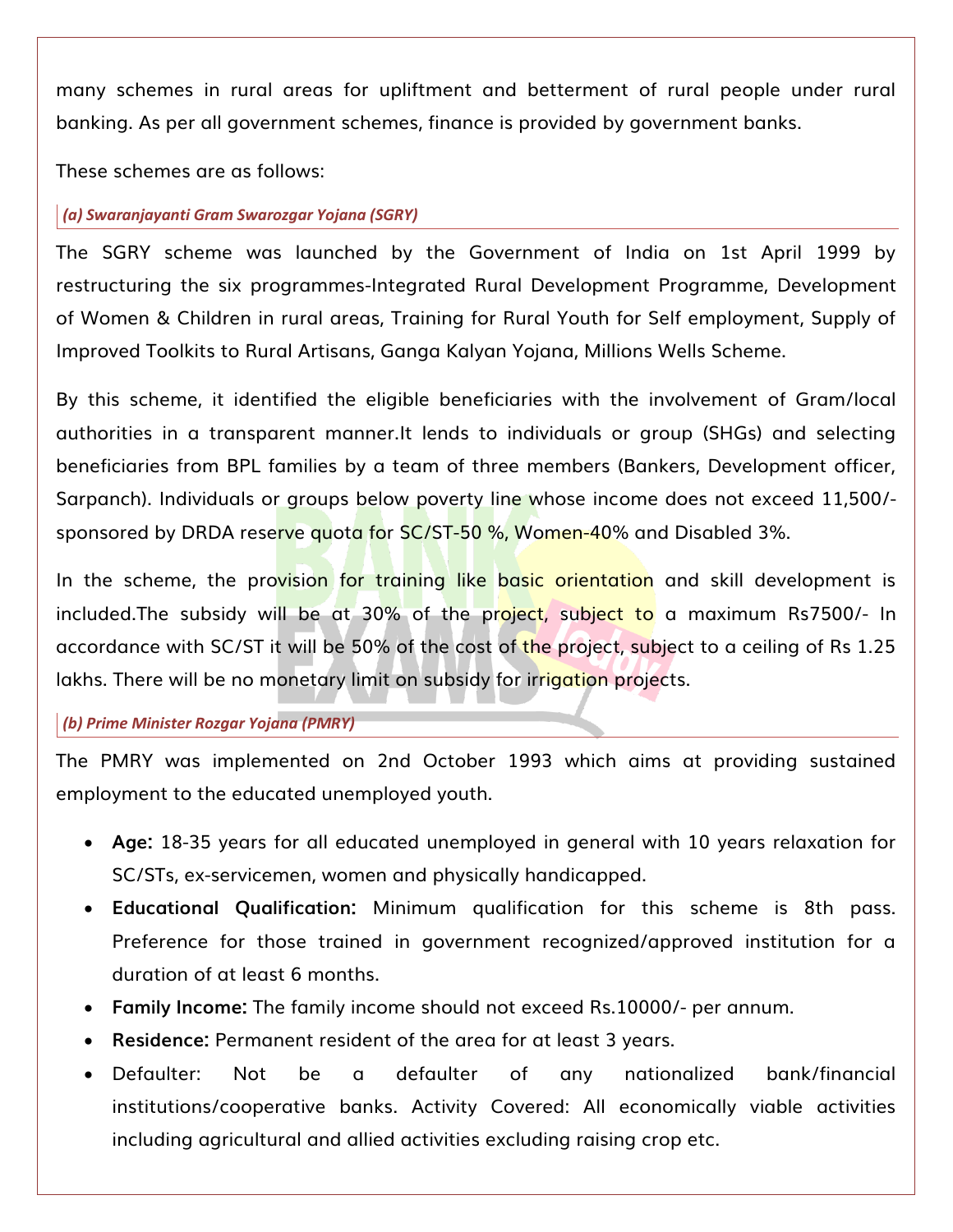many schemes in rural areas for upliftment and betterment of rural people under rural banking. As per all government schemes, finance is provided by government banks.

These schemes are as follows:

### *(a) Swaranjayanti Gram Swarozgar Yojana (SGRY)*

The SGRY scheme was launched by the Government of India on 1st April 1999 by restructuring the six programmes-Integrated Rural Development Programme, Development of Women & Children in rural areas, Training for Rural Youth for Self employment, Supply of Improved Toolkits to Rural Artisans, Ganga Kalyan Yojana, Millions Wells Scheme.

By this scheme, it identified the eligible beneficiaries with the involvement of Gram/local authorities in a transparent manner.It lends to individuals or group (SHGs) and selecting beneficiaries from BPL families by a team of three members (Bankers, Development officer, Sarpanch). Individuals or groups below poverty line whose income does not exceed 11,500/- sponsored by DRDA reserve quota for SC/ST-50 %, Women-40% and Disabled 3%.

In the scheme, the provision for training like basic orientation and skill development is included.The subsidy will be at 30% of the project, subject to a maximum Rs7500/- In accordance with SC/ST it will be 50% of the cost of the project, subject to a ceiling of Rs 1.25 lakhs. There will be no monetary limit on subsidy for irrigation projects.

### *(b) Prime Minister Rozgar Yojana (PMRY)*

The PMRY was implemented on 2nd October 1993 which aims at providing sustained employment to the educated unemployed youth.

- **Age:** 18-35 years for all educated unemployed in general with 10 years relaxation for SC/STs, ex-servicemen, women and physically handicapped.
- **Educational Qualification:** Minimum qualification for this scheme is 8th pass. Preference for those trained in government recognized/approved institution for a duration of at least 6 months.
- **Family Income:** The family income should not exceed Rs.10000/- per annum.
- **Residence:** Permanent resident of the area for at least 3 years.
- Defaulter: Not be a defaulter of any nationalized bank/financial institutions/cooperative banks. Activity Covered: All economically viable activities including agricultural and allied activities excluding raising crop etc.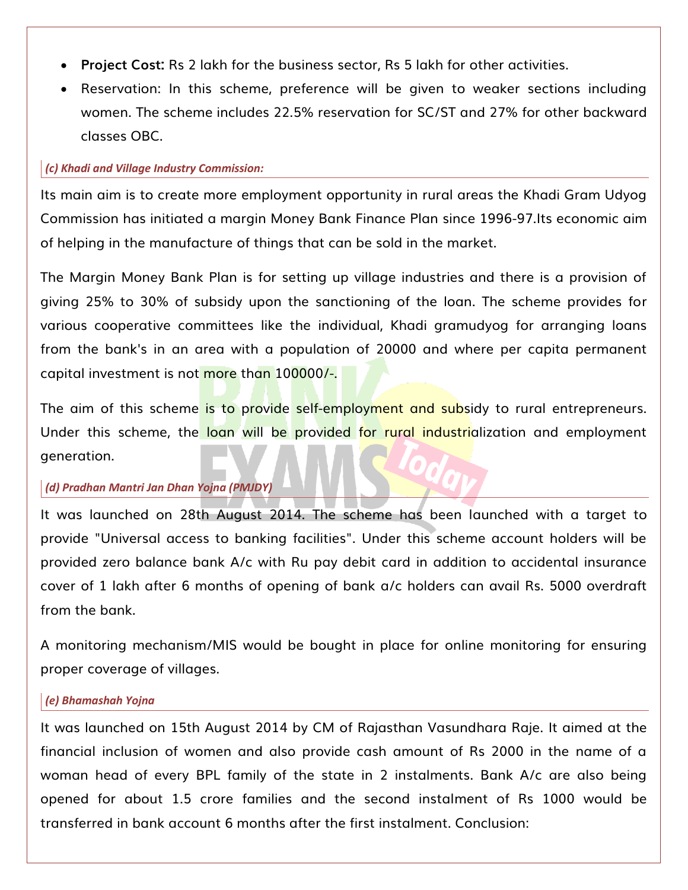- **Project Cost:** Rs 2 lakh for the business sector, Rs 5 lakh for other activities.
- Reservation: In this scheme, preference will be given to weaker sections including women. The scheme includes 22.5% reservation for SC/ST and 27% for other backward classes OBC.

#### *(c) Khadi and Village Industry Commission:*

Its main aim is to create more employment opportunity in rural areas the Khadi Gram Udyog Commission has initiated a margin Money Bank Finance Plan since 1996-97.Its economic aim of helping in the manufacture of things that can be sold in the market.

The Margin Money Bank Plan is for setting up village industries and there is a provision of giving 25% to 30% of subsidy upon the sanctioning of the loan. The scheme provides for various cooperative committees like the individual, Khadi gramudyog for arranging loans from the bank's in an area with a population of 20000 and where per capita permanent capital investment is not more than 100000/-.

The aim of this scheme is to provide self-employment and subsidy to rural entrepreneurs. Under this scheme, the loan will be provided for rural industrialization and employment generation.

#### *(d) Pradhan Mantri Jan Dhan Yojna (PMJDY)*

It was launched on 28th August 2014. The scheme has been launched with a target to provide "Universal access to banking facilities". Under this scheme account holders will be provided zero balance bank A/c with Ru pay debit card in addition to accidental insurance cover of 1 lakh after 6 months of opening of bank a/c holders can avail Rs. 5000 overdraft from the bank.

A monitoring mechanism/MIS would be bought in place for online monitoring for ensuring proper coverage of villages.

#### *(e) Bhamashah Yojna*

It was launched on 15th August 2014 by CM of Rajasthan Vasundhara Raje. It aimed at the financial inclusion of women and also provide cash amount of Rs 2000 in the name of a woman head of every BPL family of the state in 2 instalments. Bank A/c are also being opened for about 1.5 crore families and the second instalment of Rs 1000 would be transferred in bank account 6 months after the first instalment. Conclusion: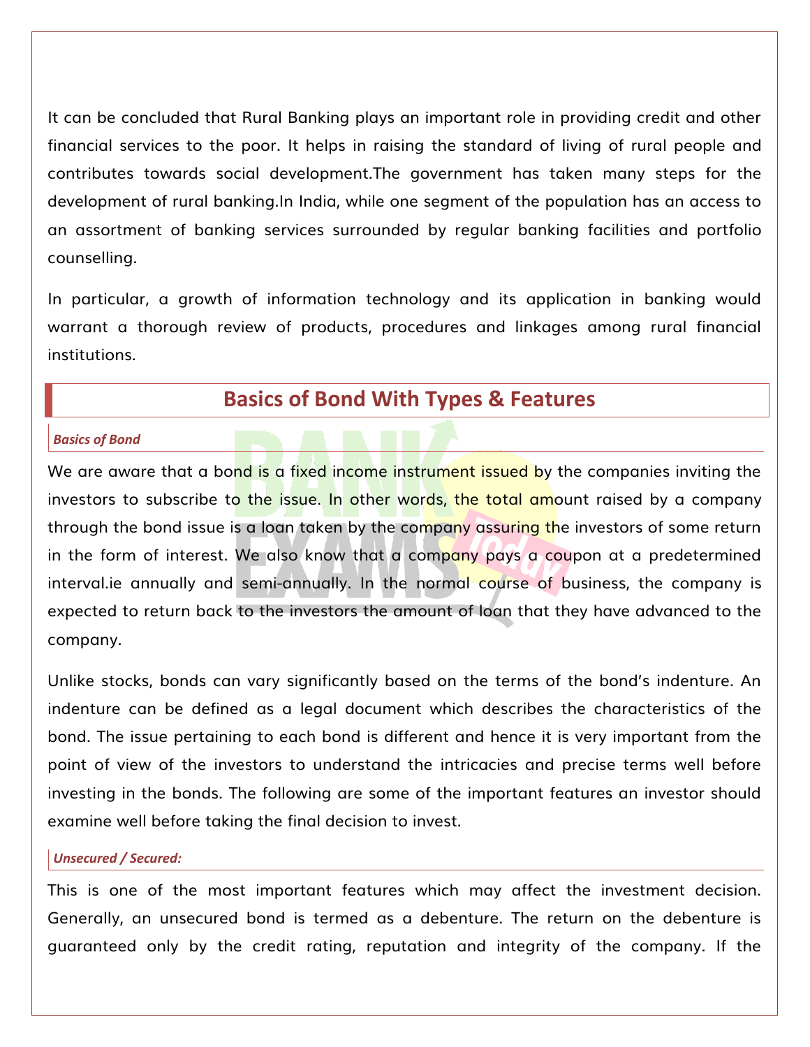It can be concluded that Rural Banking plays an important role in providing credit and other financial services to the poor. It helps in raising the standard of living of rural people and contributes towards social development.The government has taken many steps for the development of rural banking.In India, while one segment of the population has an access to an assortment of banking services surrounded by regular banking facilities and portfolio counselling.

In particular, a growth of information technology and its application in banking would warrant a thorough review of products, procedures and linkages among rural financial institutions.

## Basics of Bond With Types & Features

### *Basics of Bond*

We are aware that a bond is a fixed income instrument issued by the companies inviting the investors to subscribe to the issue. In other words, the total amount raised by a company through the bond issue is a loan taken by the company assuring the investors of some return in the form of interest. We also know that a company pays a coupon at a predetermined interval.ie annually and semi-annually. In the normal course of business, the company is expected to return back to the investors the amount of loan that they have advanced to the company.

Unlike stocks, bonds can vary significantly based on the terms of the bond's indenture. An indenture can be defined as a legal document which describes the characteristics of the bond. The issue pertaining to each bond is different and hence it is very important from the point of view of the investors to understand the intricacies and precise terms well before investing in the bonds. The following are some of the important features an investor should examine well before taking the final decision to invest.

### *Unsecured / Secured:*

This is one of the most important features which may affect the investment decision. Generally, an unsecured bond is termed as a debenture. The return on the debenture is guaranteed only by the credit rating, reputation and integrity of the company. If the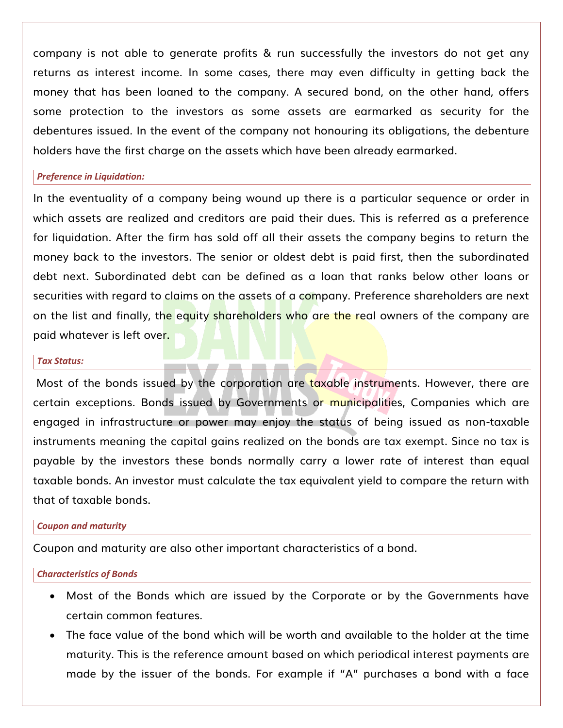company is not able to generate profits & run successfully the investors do not get any returns as interest income. In some cases, there may even difficulty in getting back the money that has been loaned to the company. A secured bond, on the other hand, offers some protection to the investors as some assets are earmarked as security for the debentures issued. In the event of the company not honouring its obligations, the debenture holders have the first charge on the assets which have been already earmarked.

### *Preference in Liquidation:*

In the eventuality of a company being wound up there is a particular sequence or order in which assets are realized and creditors are paid their dues. This is referred as a preference for liquidation. After the firm has sold off all their assets the company begins to return the money back to the investors. The senior or oldest debt is paid first, then the subordinated debt next. Subordinated debt can be defined as a loan that ranks below other loans or securities with regard to claims on the assets of a company. Preference shareholders are next on the list and finally, the equity shareholders who are the real owners of the company are paid whatever is left over.

### *Tax Status:*

Most of the bonds issued by the corporation are taxable instruments. However, there are certain exceptions. Bonds issued by Governments or municipalities, Companies which are engaged in infrastructure or power may enjoy the status of being issued as non-taxable instruments meaning the capital gains realized on the bonds are tax exempt. Since no tax is payable by the investors these bonds normally carry a lower rate of interest than equal taxable bonds. An investor must calculate the tax equivalent yield to compare the return with that of taxable bonds.

### *Coupon and maturity*

Coupon and maturity are also other important characteristics of a bond.

### *Characteristics of Bonds*

- Most of the Bonds which are issued by the Corporate or by the Governments have certain common features.
- The face value of the bond which will be worth and available to the holder at the time maturity. This is the reference amount based on which periodical interest payments are made by the issuer of the bonds. For example if "A" purchases a bond with a face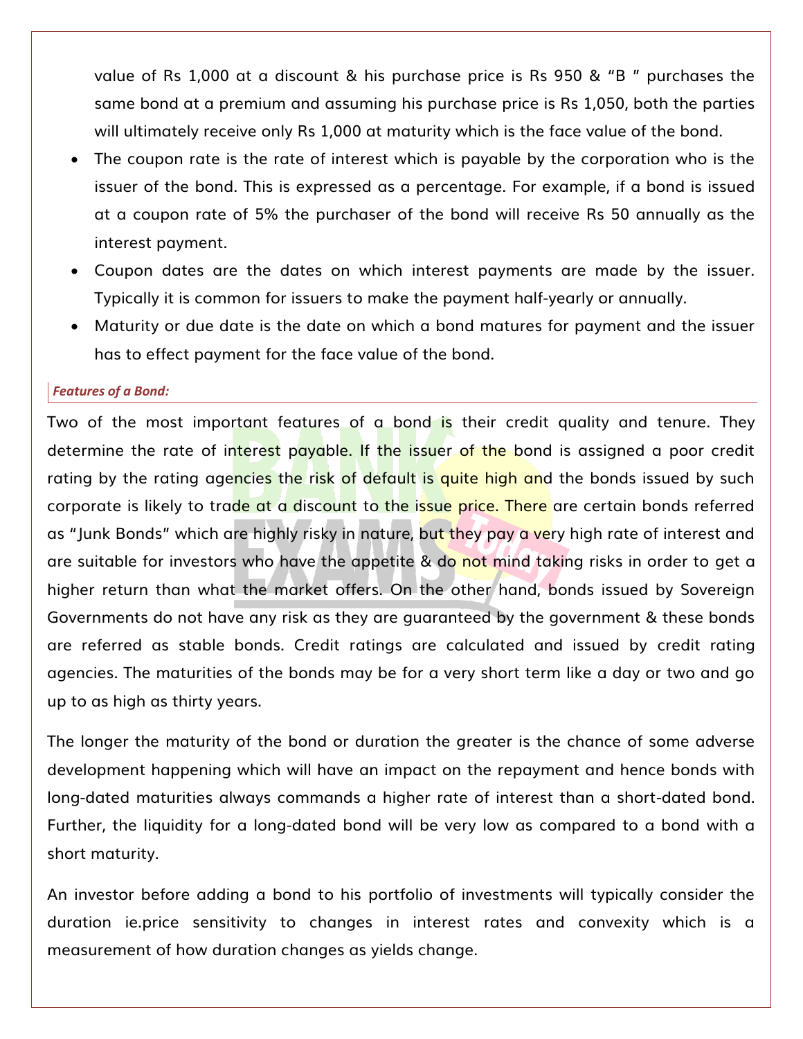value of Rs 1,000 at a discount & his purchase price is Rs 950 & "B " purchases the same bond at a premium and assuming his purchase price is Rs 1,050, both the parties will ultimately receive only Rs 1,000 at maturity which is the face value of the bond.

- The coupon rate is the rate of interest which is payable by the corporation who is the issuer of the bond. This is expressed as a percentage. For example, if a bond is issued at a coupon rate of 5% the purchaser of the bond will receive Rs 50 annually as the interest payment.
- Coupon dates are the dates on which interest payments are made by the issuer. Typically it is common for issuers to make the payment half-yearly or annually.
- Maturity or due date is the date on which a bond matures for payment and the issuer has to effect payment for the face value of the bond.

### *Features of a Bond:*

Two of the most important features of a bond is their credit quality and tenure. They determine the rate of interest payable. If the issuer of the bond is assigned a poor credit rating by the rating agencies the risk of default is quite high and the bonds issued by such corporate is likely to trade at a discount to the issue price. There are certain bonds referred as "Junk Bonds" which are highly risky in nature, but they pay a very high rate of interest and are suitable for investors who have the appetite & do not mind taking risks in order to get a higher return than what the market offers. On the other hand, bonds issued by Sovereign Governments do not have any risk as they are guaranteed by the government & these bonds are referred as stable bonds. Credit ratings are calculated and issued by credit rating agencies. The maturities of the bonds may be for a very short term like a day or two and go up to as high as thirty years.

The longer the maturity of the bond or duration the greater is the chance of some adverse development happening which will have an impact on the repayment and hence bonds with long-dated maturities always commands a higher rate of interest than a short-dated bond. Further, the liquidity for a long-dated bond will be very low as compared to a bond with a short maturity.

An investor before adding a bond to his portfolio of investments will typically consider the duration ie.price sensitivity to changes in interest rates and convexity which is a measurement of how duration changes as yields change.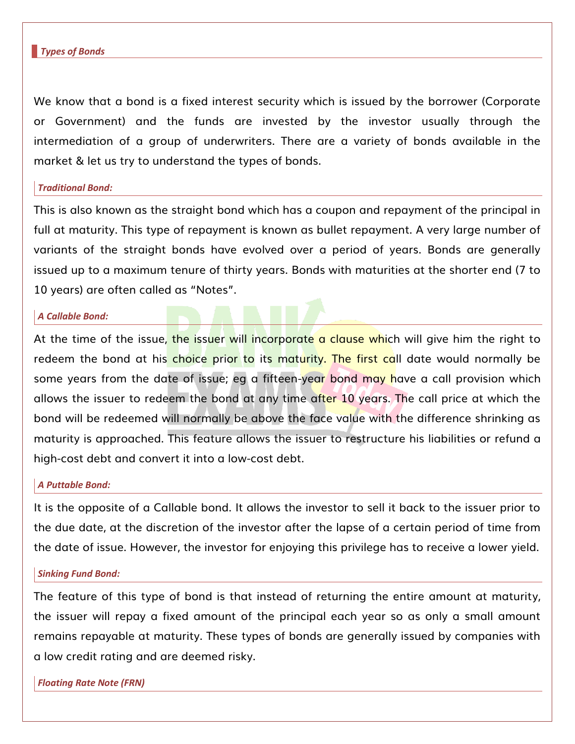## *Types of Bonds*

We know that a bond is a fixed interest security which is issued by the borrower (Corporate or Government) and the funds are invested by the investor usually through the intermediation of a group of underwriters. There are a variety of bonds available in the market & let us try to understand the types of bonds.

### *Traditional Bond:*

This is also known as the straight bond which has a coupon and repayment of the principal in full at maturity. This type of repayment is known as bullet repayment. A very large number of variants of the straight bonds have evolved over a period of years. Bonds are generally issued up to a maximum tenure of thirty years. Bonds with maturities at the shorter end (7 to 10 years) are often called as "Notes".

### *A Callable Bond:*

At the time of the issue, the issuer will incorporate a clause which will give him the right to redeem the bond at his choice prior to its maturity. The first call date would normally be some years from the date of issue; eg a fifteen-year bond may have a call provision which allows the issuer to redeem the bond at any time after 10 years. The call price at which the bond will be redeemed will normally be above the face value with the difference shrinking as maturity is approached. This feature allows the issuer to restructure his liabilities or refund a high-cost debt and convert it into a low-cost debt.

### *A Puttable Bond:*

It is the opposite of a Callable bond. It allows the investor to sell it back to the issuer prior to the due date, at the discretion of the investor after the lapse of a certain period of time from the date of issue. However, the investor for enjoying this privilege has to receive a lower yield.

### *Sinking Fund Bond:*

The feature of this type of bond is that instead of returning the entire amount at maturity, the issuer will repay a fixed amount of the principal each year so as only a small amount remains repayable at maturity. These types of bonds are generally issued by companies with a low credit rating and are deemed risky.

### *Floating Rate Note (FRN)*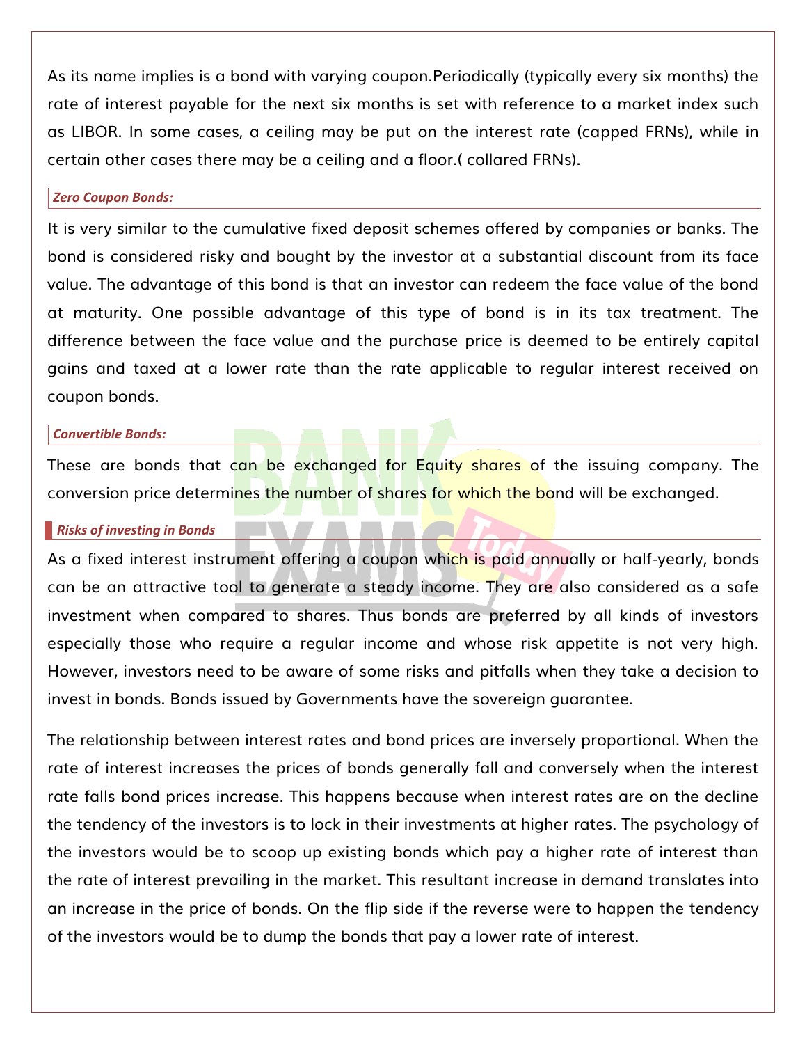As its name implies is a bond with varying coupon.Periodically (typically every six months) the rate of interest payable for the next six months is set with reference to a market index such as LIBOR. In some cases, a ceiling may be put on the interest rate (capped FRNs), while in certain other cases there may be a ceiling and a floor.( collared FRNs).

### *Zero Coupon Bonds:*

It is very similar to the cumulative fixed deposit schemes offered by companies or banks. The bond is considered risky and bought by the investor at a substantial discount from its face value. The advantage of this bond is that an investor can redeem the face value of the bond at maturity. One possible advantage of this type of bond is in its tax treatment. The difference between the face value and the purchase price is deemed to be entirely capital gains and taxed at a lower rate than the rate applicable to regular interest received on coupon bonds.

### *Convertible Bonds:*

These are bonds that can be exchanged for Equity shares of the issuing company. The conversion price determines the number of shares for which the bond will be exchanged.

## *Risks of investing in Bonds*

As a fixed interest instrument offering a coupon which is paid annually or half-yearly, bonds can be an attractive tool to generate a steady income. They are also considered as a safe investment when compared to shares. Thus bonds are preferred by all kinds of investors especially those who require a regular income and whose risk appetite is not very high. However, investors need to be aware of some risks and pitfalls when they take a decision to invest in bonds. Bonds issued by Governments have the sovereign guarantee.

The relationship between interest rates and bond prices are inversely proportional. When the rate of interest increases the prices of bonds generally fall and conversely when the interest rate falls bond prices increase. This happens because when interest rates are on the decline the tendency of the investors is to lock in their investments at higher rates. The psychology of the investors would be to scoop up existing bonds which pay a higher rate of interest than the rate of interest prevailing in the market. This resultant increase in demand translates into an increase in the price of bonds. On the flip side if the reverse were to happen the tendency of the investors would be to dump the bonds that pay a lower rate of interest.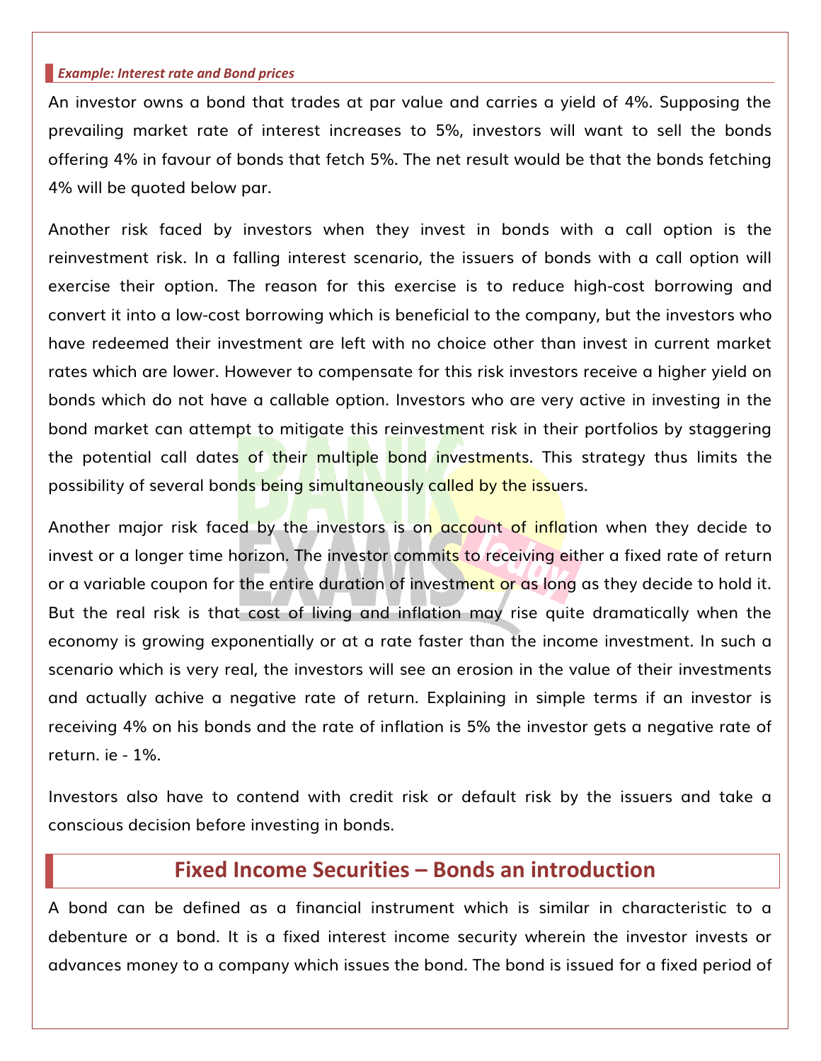#### *Example: Interest rate and Bond prices*

An investor owns a bond that trades at par value and carries a yield of 4%. Supposing the prevailing market rate of interest increases to 5%, investors will want to sell the bonds offering 4% in favour of bonds that fetch 5%. The net result would be that the bonds fetching 4% will be quoted below par.

Another risk faced by investors when they invest in bonds with a call option is the reinvestment risk. In a falling interest scenario, the issuers of bonds with a call option will exercise their option. The reason for this exercise is to reduce high-cost borrowing and convert it into a low-cost borrowing which is beneficial to the company, but the investors who have redeemed their investment are left with no choice other than invest in current market rates which are lower. However to compensate for this risk investors receive a higher yield on bonds which do not have a callable option. Investors who are very active in investing in the bond market can attempt to mitigate this reinvestment risk in their portfolios by staggering the potential call dates of their multiple bond investments. This strategy thus limits the possibility of several bonds being simultaneously called by the issuers.

Another major risk faced by the investors is on account of inflation when they decide to invest or a longer time horizon. The investor commits to receiving either a fixed rate of return or a variable coupon for the entire duration of investment or as long as they decide to hold it. But the real risk is that cost of living and inflation may rise quite dramatically when the economy is growing exponentially or at a rate faster than the income investment. In such a scenario which is very real, the investors will see an erosion in the value of their investments and actually achive a negative rate of return. Explaining in simple terms if an investor is receiving 4% on his bonds and the rate of inflation is 5% the investor gets a negative rate of return. ie - 1%.

Investors also have to contend with credit risk or default risk by the issuers and take a conscious decision before investing in bonds.

## Fixed Income Securities – Bonds an introduction

A bond can be defined as a financial instrument which is similar in characteristic to a debenture or a bond. It is a fixed interest income security wherein the investor invests or advances money to a company which issues the bond. The bond is issued for a fixed period of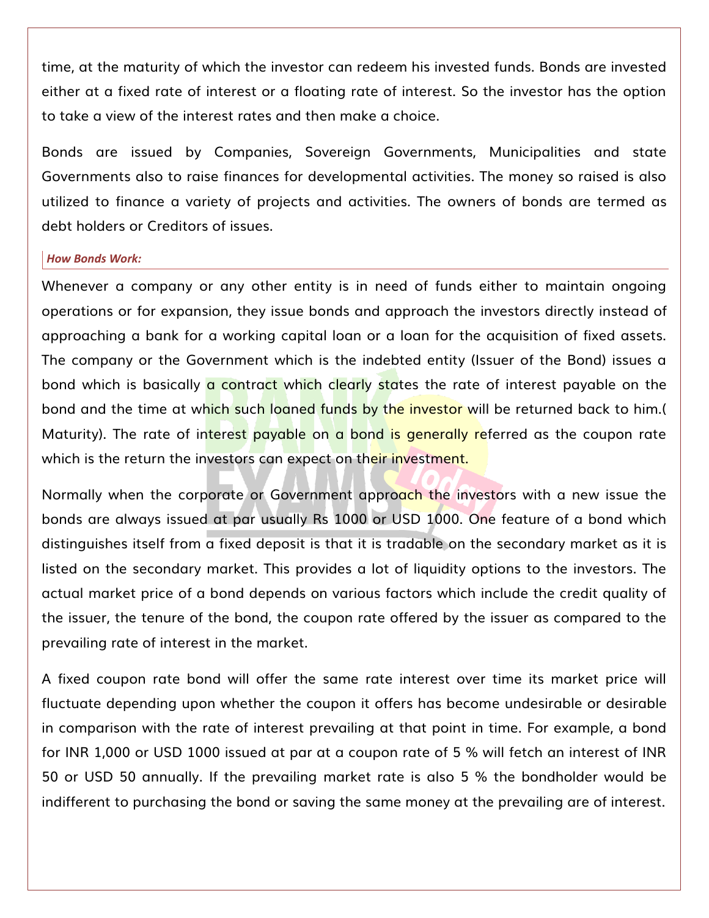time, at the maturity of which the investor can redeem his invested funds. Bonds are invested either at a fixed rate of interest or a floating rate of interest. So the investor has the option to take a view of the interest rates and then make a choice.

Bonds are issued by Companies, Sovereign Governments, Municipalities and state Governments also to raise finances for developmental activities. The money so raised is also utilized to finance a variety of projects and activities. The owners of bonds are termed as debt holders or Creditors of issues.

### *How Bonds Work:*

Whenever a company or any other entity is in need of funds either to maintain ongoing operations or for expansion, they issue bonds and approach the investors directly instead of approaching a bank for a working capital loan or a loan for the acquisition of fixed assets. The company or the Government which is the indebted entity (Issuer of the Bond) issues a bond which is basically a contract which clearly states the rate of interest payable on the bond and the time at which such loaned funds by the investor will be returned back to him.( Maturity). The rate of interest payable on a bond is generally referred as the coupon rate which is the return the investors can expect on their investment.

Normally when the corporate or Government approach the investors with a new issue the bonds are always issued at par usually Rs 1000 or USD 1000. One feature of a bond which distinguishes itself from a fixed deposit is that it is tradable on the secondary market as it is listed on the secondary market. This provides a lot of liquidity options to the investors. The actual market price of a bond depends on various factors which include the credit quality of the issuer, the tenure of the bond, the coupon rate offered by the issuer as compared to the prevailing rate of interest in the market.

A fixed coupon rate bond will offer the same rate interest over time its market price will fluctuate depending upon whether the coupon it offers has become undesirable or desirable in comparison with the rate of interest prevailing at that point in time. For example, a bond for INR 1,000 or USD 1000 issued at par at a coupon rate of 5 % will fetch an interest of INR 50 or USD 50 annually. If the prevailing market rate is also 5 % the bondholder would be indifferent to purchasing the bond or saving the same money at the prevailing are of interest.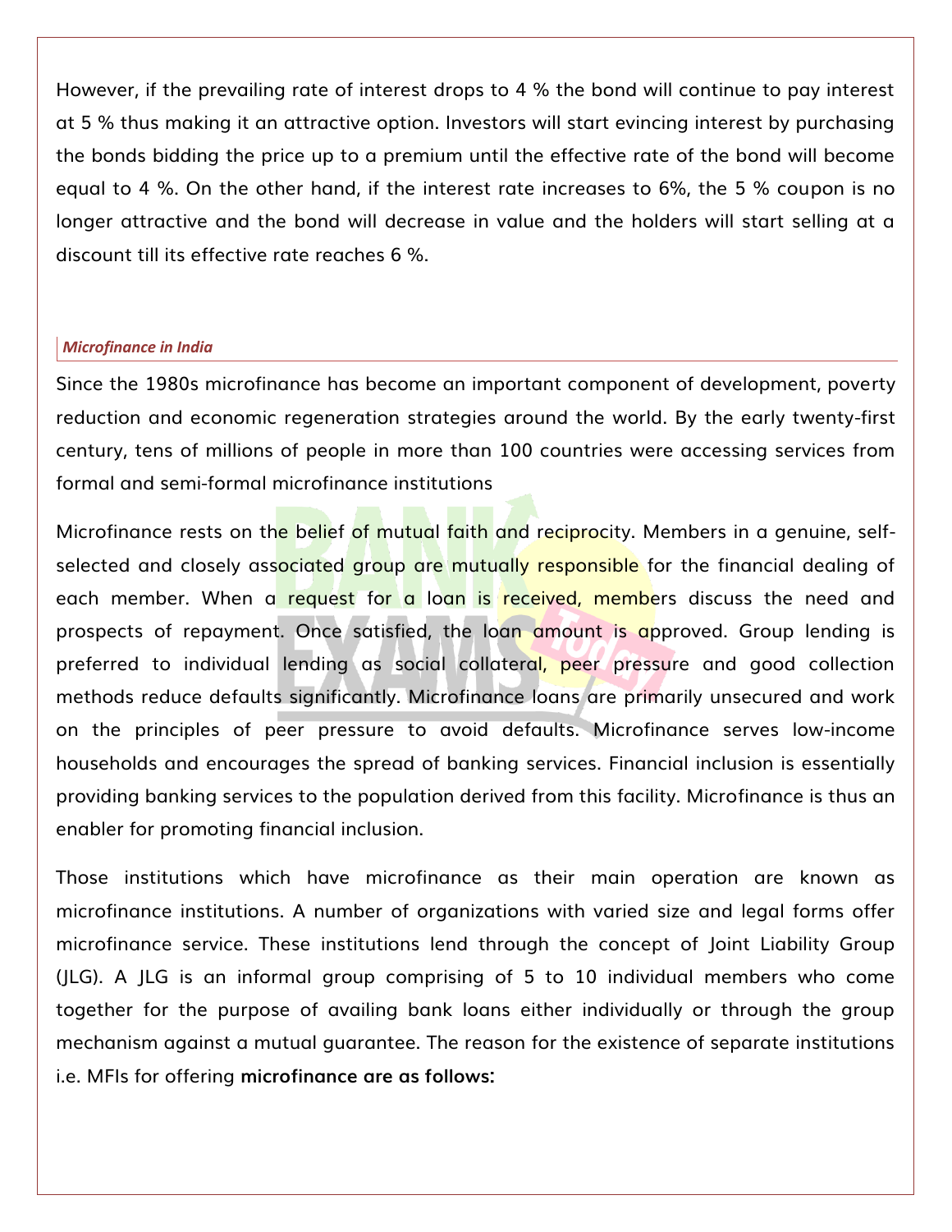However, if the prevailing rate of interest drops to 4 % the bond will continue to pay interest at 5 % thus making it an attractive option. Investors will start evincing interest by purchasing the bonds bidding the price up to a premium until the effective rate of the bond will become equal to 4 %. On the other hand, if the interest rate increases to 6%, the 5 % coupon is no longer attractive and the bond will decrease in value and the holders will start selling at a discount till its effective rate reaches 6 %.

### *Microfinance in India*

Since the 1980s microfinance has become an important component of development, poverty reduction and economic regeneration strategies around the world. By the early twenty-first century, tens of millions of people in more than 100 countries were accessing services from formal and semi-formal microfinance institutions

Microfinance rests on the belief of mutual faith and reciprocity. Members in a genuine, self-selected and closely associated group are mutually responsible for the financial dealing of each member. When a request for a loan is received, members discuss the need and prospects of repayment. Once satisfied, the loan amount is approved. Group lending is preferred to individual lending as social collateral, peer pressure and good collection methods reduce defaults significantly. Microfinance loans are primarily unsecured and work on the principles of peer pressure to avoid defaults. Microfinance serves low-income households and encourages the spread of banking services. Financial inclusion is essentially providing banking services to the population derived from this facility. Microfinance is thus an enabler for promoting financial inclusion.

Those institutions which have microfinance as their main operation are known as microfinance institutions. A number of organizations with varied size and legal forms offer microfinance service. These institutions lend through the concept of Joint Liability Group (JLG). A JLG is an informal group comprising of 5 to 10 individual members who come together for the purpose of availing bank loans either individually or through the group mechanism against a mutual guarantee. The reason for the existence of separate institutions i.e. MFIs for offering **microfinance are as follows:**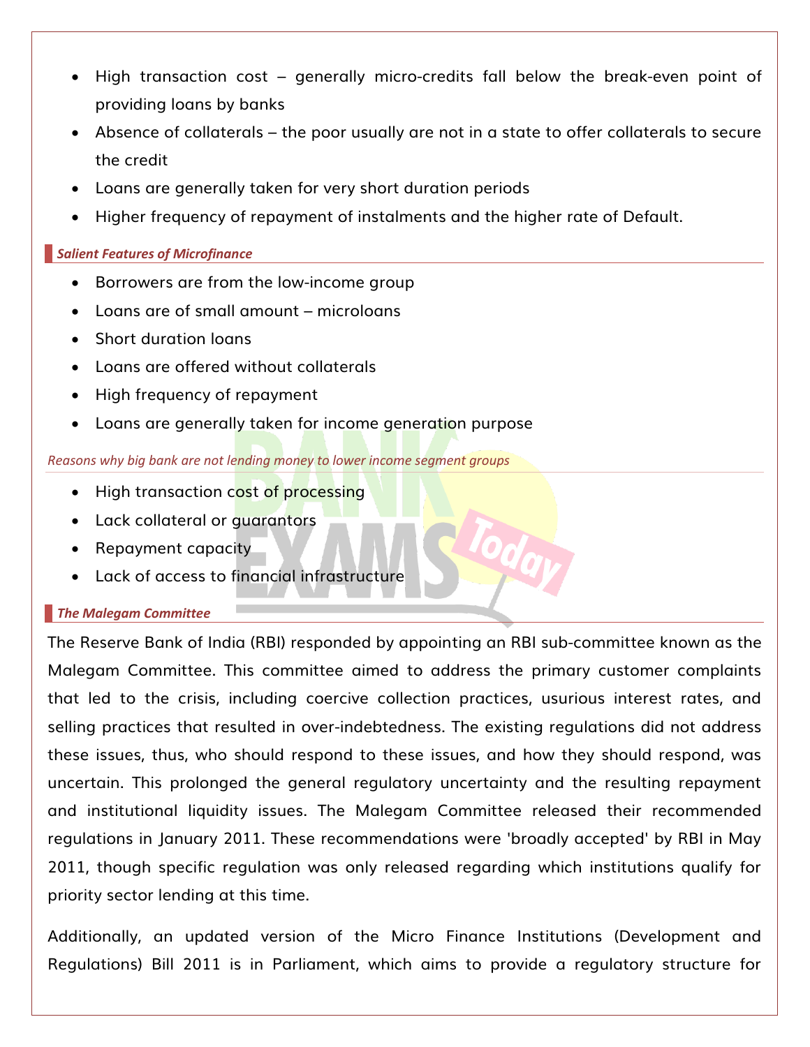- High transaction cost – generally micro-credits fall below the break-even point of providing loans by banks
- Absence of collaterals – the poor usually are not in a state to offer collaterals to secure the credit
- Loans are generally taken for very short duration periods
- Higher frequency of repayment of instalments and the higher rate of Default.

### *Salient Features of Microfinance*

- Borrowers are from the low-income group
- Loans are of small amount – microloans
- Short duration loans
- Loans are offered without collaterals
- High frequency of repayment
- Loans are generally taken for income generation purpose

*Reasons why big bank are not lending money to lower income segment groups*

- High transaction cost of processing
- Lack collateral or guarantors
- Repayment capacity
- Lack of access to financial infrastructure

### *The Malegam Committee*

The Reserve Bank of India (RBI) responded by appointing an RBI sub-committee known as the Malegam Committee. This committee aimed to address the primary customer complaints that led to the crisis, including coercive collection practices, usurious interest rates, and selling practices that resulted in over-indebtedness. The existing regulations did not address these issues, thus, who should respond to these issues, and how they should respond, was uncertain. This prolonged the general regulatory uncertainty and the resulting repayment and institutional liquidity issues. The Malegam Committee released their recommended regulations in January 2011. These recommendations were 'broadly accepted' by RBI in May 2011, though specific regulation was only released regarding which institutions qualify for priority sector lending at this time.

Additionally, an updated version of the Micro Finance Institutions (Development and Regulations) Bill 2011 is in Parliament, which aims to provide a regulatory structure for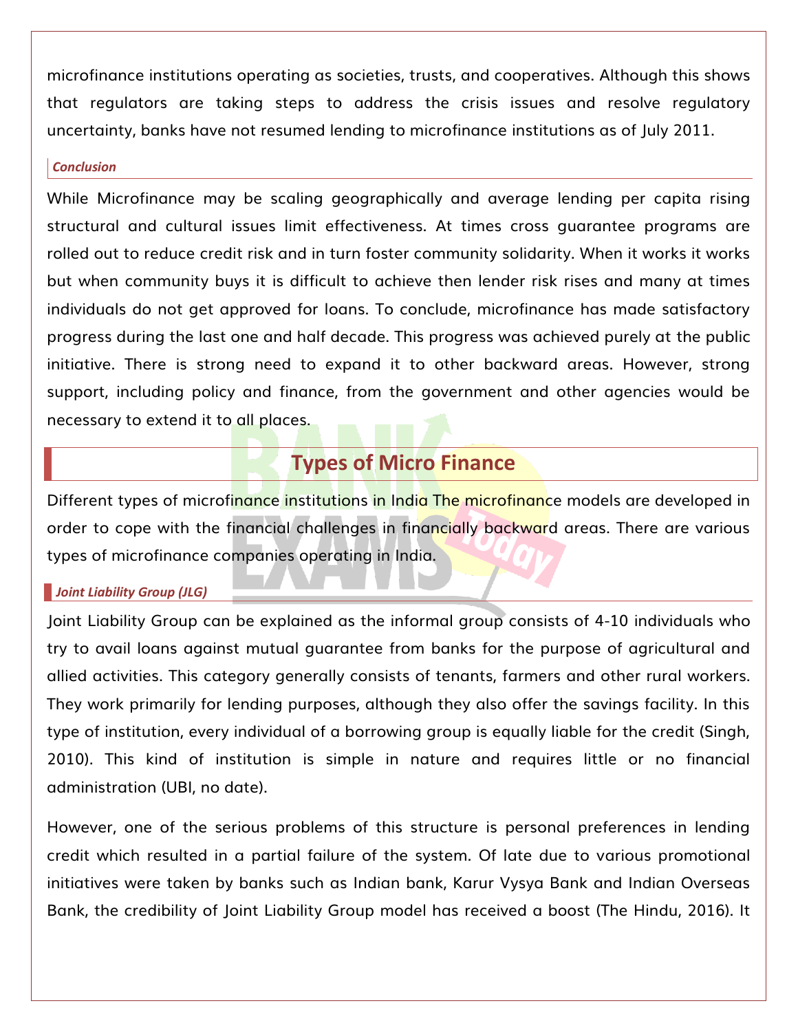microfinance institutions operating as societies, trusts, and cooperatives. Although this shows that regulators are taking steps to address the crisis issues and resolve regulatory uncertainty, banks have not resumed lending to microfinance institutions as of July 2011.

### Conclusion

While Microfinance may be scaling geographically and average lending per capita rising structural and cultural issues limit effectiveness. At times cross guarantee programs are rolled out to reduce credit risk and in turn foster community solidarity. When it works it works but when community buys it is difficult to achieve then lender risk rises and many at times individuals do not get approved for loans. To conclude, microfinance has made satisfactory progress during the last one and half decade. This progress was achieved purely at the public initiative. There is strong need to expand it to other backward areas. However, strong support, including policy and finance, from the government and other agencies would be necessary to extend it to all places.

## Types of Micro Finance

Different types of microfinance institutions in India The microfinance models are developed in order to cope with the financial challenges in financially backward areas. There are various types of microfinance companies operating in India.

### Joint Liability Group (JLG)

Joint Liability Group can be explained as the informal group consists of 4-10 individuals who try to avail loans against mutual guarantee from banks for the purpose of agricultural and allied activities. This category generally consists of tenants, farmers and other rural workers. They work primarily for lending purposes, although they also offer the savings facility. In this type of institution, every individual of a borrowing group is equally liable for the credit (Singh, 2010). This kind of institution is simple in nature and requires little or no financial administration (UBI, no date).

However, one of the serious problems of this structure is personal preferences in lending credit which resulted in a partial failure of the system. Of late due to various promotional initiatives were taken by banks such as Indian bank, Karur Vysya Bank and Indian Overseas Bank, the credibility of Joint Liability Group model has received a boost (The Hindu, 2016). It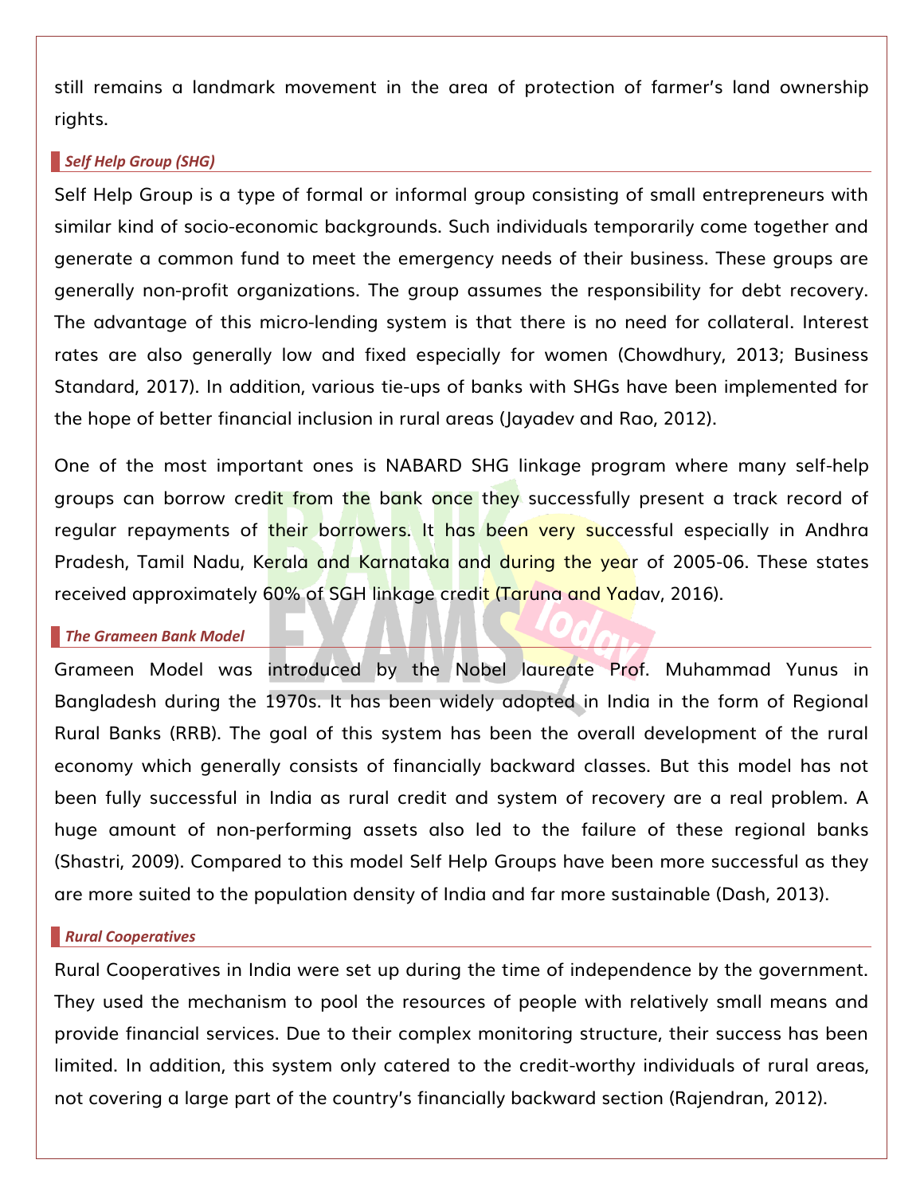still remains a landmark movement in the area of protection of farmer's land ownership rights.

### *Self Help Group (SHG)*

Self Help Group is a type of formal or informal group consisting of small entrepreneurs with similar kind of socio-economic backgrounds. Such individuals temporarily come together and generate a common fund to meet the emergency needs of their business. These groups are generally non-profit organizations. The group assumes the responsibility for debt recovery. The advantage of this micro-lending system is that there is no need for collateral. Interest rates are also generally low and fixed especially for women (Chowdhury, 2013; Business Standard, 2017). In addition, various tie-ups of banks with SHGs have been implemented for the hope of better financial inclusion in rural areas (Jayadev and Rao, 2012).

One of the most important ones is NABARD SHG linkage program where many self-help groups can borrow credit from the bank once they successfully present a track record of regular repayments of their borrowers. It has been very successful especially in Andhra Pradesh, Tamil Nadu, Kerala and Karnataka and during the year of 2005-06. These states received approximately 60% of SGH linkage credit (Taruna and Yadav, 2016).

### *The Grameen Bank Model*

Grameen Model was introduced by the Nobel laureate Prof. Muhammad Yunus in Bangladesh during the 1970s. It has been widely adopted in India in the form of Regional Rural Banks (RRB). The goal of this system has been the overall development of the rural economy which generally consists of financially backward classes. But this model has not been fully successful in India as rural credit and system of recovery are a real problem. A huge amount of non-performing assets also led to the failure of these regional banks (Shastri, 2009). Compared to this model Self Help Groups have been more successful as they are more suited to the population density of India and far more sustainable (Dash, 2013).

### *Rural Cooperatives*

Rural Cooperatives in India were set up during the time of independence by the government. They used the mechanism to pool the resources of people with relatively small means and provide financial services. Due to their complex monitoring structure, their success has been limited. In addition, this system only catered to the credit-worthy individuals of rural areas, not covering a large part of the country's financially backward section (Rajendran, 2012).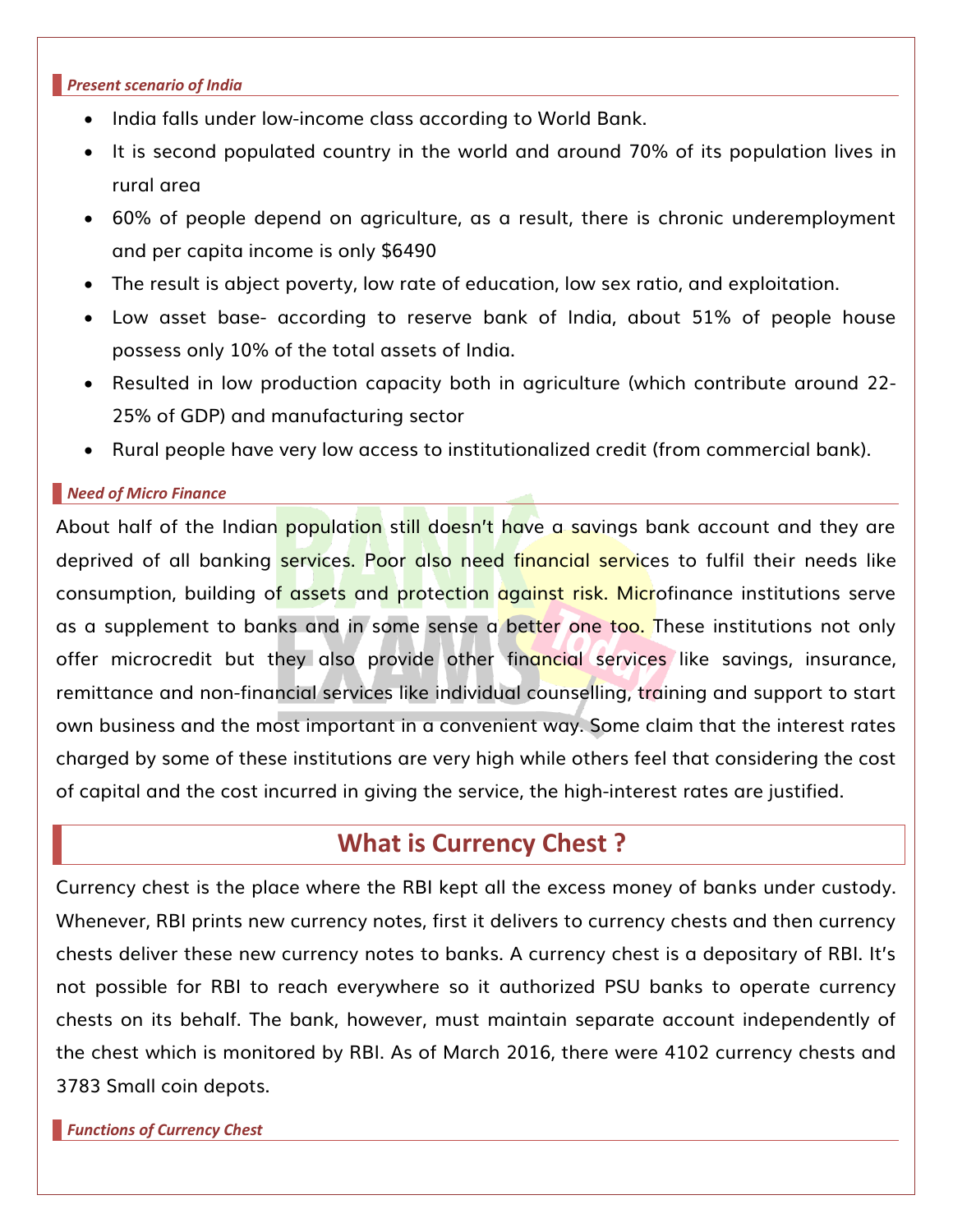### *Present scenario of India*

- India falls under low-income class according to World Bank.
- It is second populated country in the world and around 70% of its population lives in rural area
- 60% of people depend on agriculture, as a result, there is chronic underemployment and per capita income is only $6490
- The result is abject poverty, low rate of education, low sex ratio, and exploitation.
- Low asset base- according to reserve bank of India, about 51% of people house possess only 10% of the total assets of India.
- Resulted in low production capacity both in agriculture (which contribute around 22-25% of GDP) and manufacturing sector
- Rural people have very low access to institutionalized credit (from commercial bank).

### *Need of Micro Finance*

About half of the Indian population still doesn't have a savings bank account and they are deprived of all banking services. Poor also need financial services to fulfil their needs like consumption, building of assets and protection against risk. Microfinance institutions serve as a supplement to banks and in some sense a better one too. These institutions not only offer microcredit but they also provide other financial services like savings, insurance, remittance and non-financial services like individual counselling, training and support to start own business and the most important in a convenient way. Some claim that the interest rates charged by some of these institutions are very high while others feel that considering the cost of capital and the cost incurred in giving the service, the high-interest rates are justified.

## What is Currency Chest ?

Currency chest is the place where the RBI kept all the excess money of banks under custody. Whenever, RBI prints new currency notes, first it delivers to currency chests and then currency chests deliver these new currency notes to banks. A currency chest is a depositary of RBI. It's not possible for RBI to reach everywhere so it authorized PSU banks to operate currency chests on its behalf. The bank, however, must maintain separate account independently of the chest which is monitored by RBI. As of March 2016, there were 4102 currency chests and 3783 Small coin depots.

### *Functions of Currency Chest*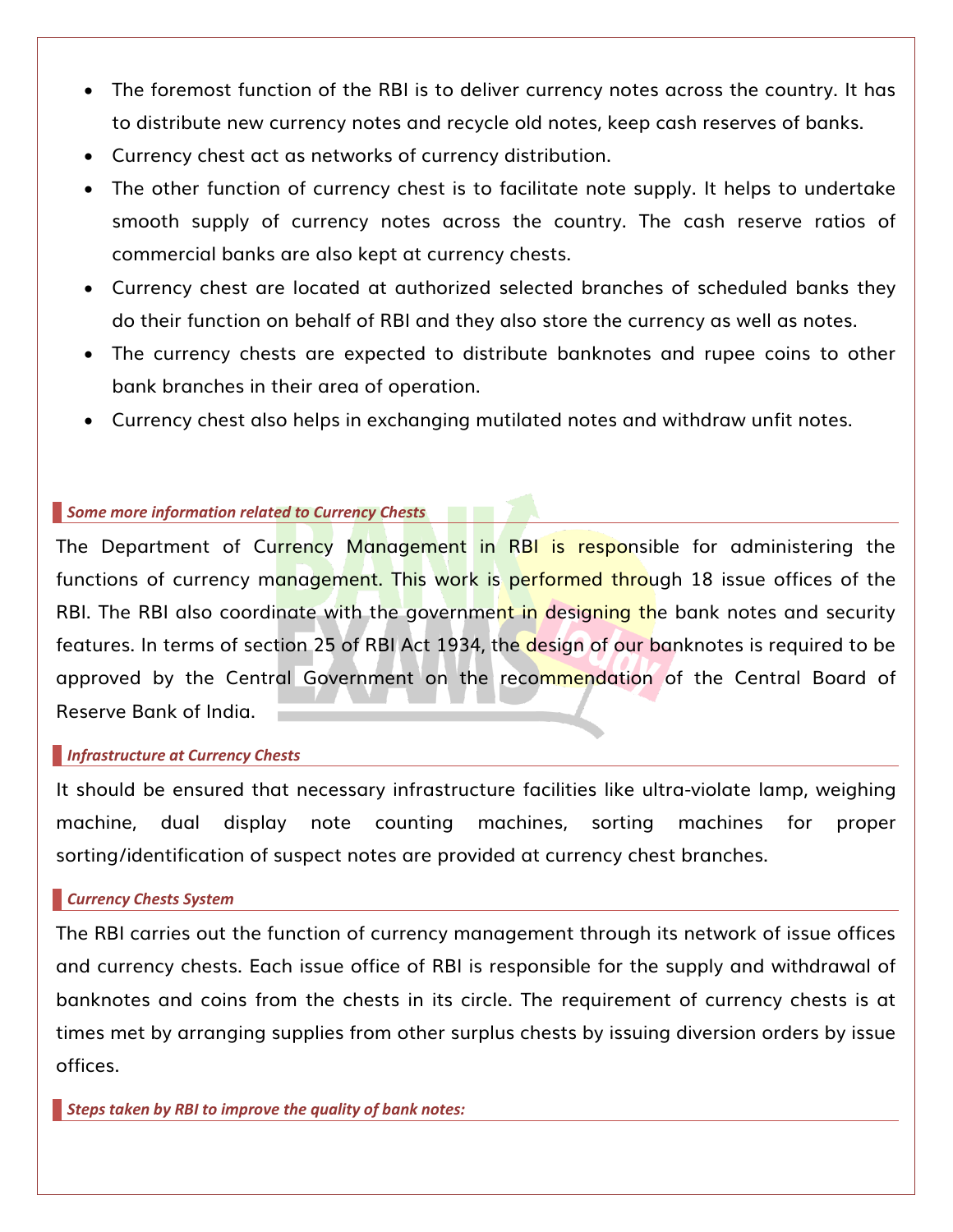- The foremost function of the RBI is to deliver currency notes across the country. It has to distribute new currency notes and recycle old notes, keep cash reserves of banks.
- Currency chest act as networks of currency distribution.
- The other function of currency chest is to facilitate note supply. It helps to undertake smooth supply of currency notes across the country. The cash reserve ratios of commercial banks are also kept at currency chests.
- Currency chest are located at authorized selected branches of scheduled banks they do their function on behalf of RBI and they also store the currency as well as notes.
- The currency chests are expected to distribute banknotes and rupee coins to other bank branches in their area of operation.
- Currency chest also helps in exchanging mutilated notes and withdraw unfit notes.

### *Some more information related to Currency Chests*

The Department of Currency Management in RBI is responsible for administering the functions of currency management. This work is performed through 18 issue offices of the RBI. The RBI also coordinate with the government in designing the bank notes and security features. In terms of section 25 of RBI Act 1934, the design of our banknotes is required to be approved by the Central Government on the recommendation of the Central Board of Reserve Bank of India.

### *Infrastructure at Currency Chests*

It should be ensured that necessary infrastructure facilities like ultra-violate lamp, weighing machine, dual display note counting machines, sorting machines for proper sorting/identification of suspect notes are provided at currency chest branches.

### *Currency Chests System*

The RBI carries out the function of currency management through its network of issue offices and currency chests. Each issue office of RBI is responsible for the supply and withdrawal of banknotes and coins from the chests in its circle. The requirement of currency chests is at times met by arranging supplies from other surplus chests by issuing diversion orders by issue offices.

### *Steps taken by RBI to improve the quality of bank notes:*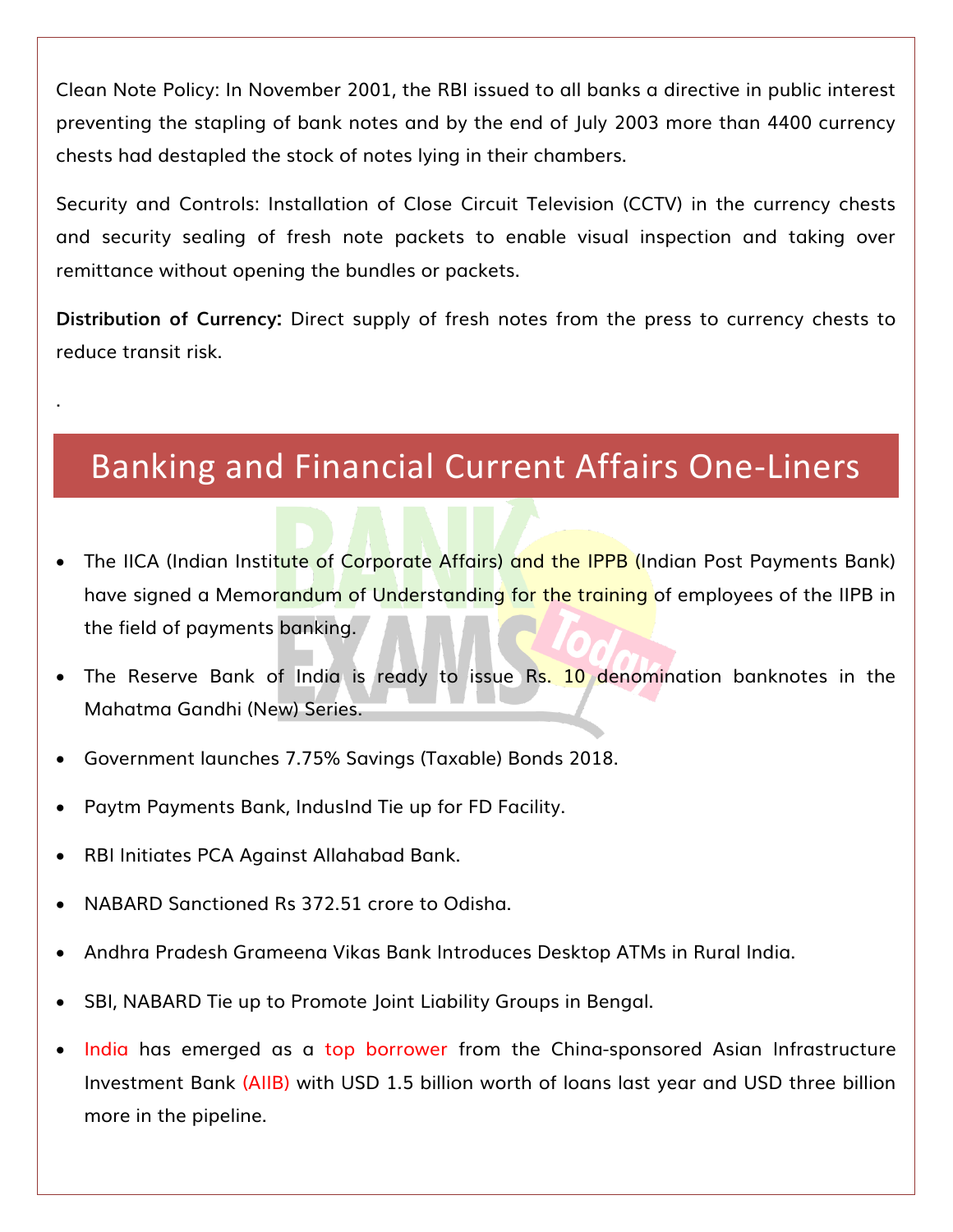Clean Note Policy: In November 2001, the RBI issued to all banks a directive in public interest preventing the stapling of bank notes and by the end of July 2003 more than 4400 currency chests had destapled the stock of notes lying in their chambers.

Security and Controls: Installation of Close Circuit Television (CCTV) in the currency chests and security sealing of fresh note packets to enable visual inspection and taking over remittance without opening the bundles or packets.

**Distribution of Currency:** Direct supply of fresh notes from the press to currency chests to reduce transit risk.

.

## Banking and Financial Current Affairs One-Liners

- The IICA (Indian Institute of Corporate Affairs) and the IPPB (Indian Post Payments Bank) have signed a Memorandum of Understanding for the training of employees of the IIPB in the field of payments banking.
- The Reserve Bank of India is ready to issue Rs. 10 denomination banknotes in the Mahatma Gandhi (New) Series.
- Government launches 7.75% Savings (Taxable) Bonds 2018.
- Paytm Payments Bank, IndusInd Tie up for FD Facility.
- RBI Initiates PCA Against Allahabad Bank.
- NABARD Sanctioned Rs 372.51 crore to Odisha.
- Andhra Pradesh Grameena Vikas Bank Introduces Desktop ATMs in Rural India.
- SBI, NABARD Tie up to Promote Joint Liability Groups in Bengal.
- India has emerged as a top borrower from the China-sponsored Asian Infrastructure Investment Bank (AIIB) with USD 1.5 billion worth of loans last year and USD three billion more in the pipeline.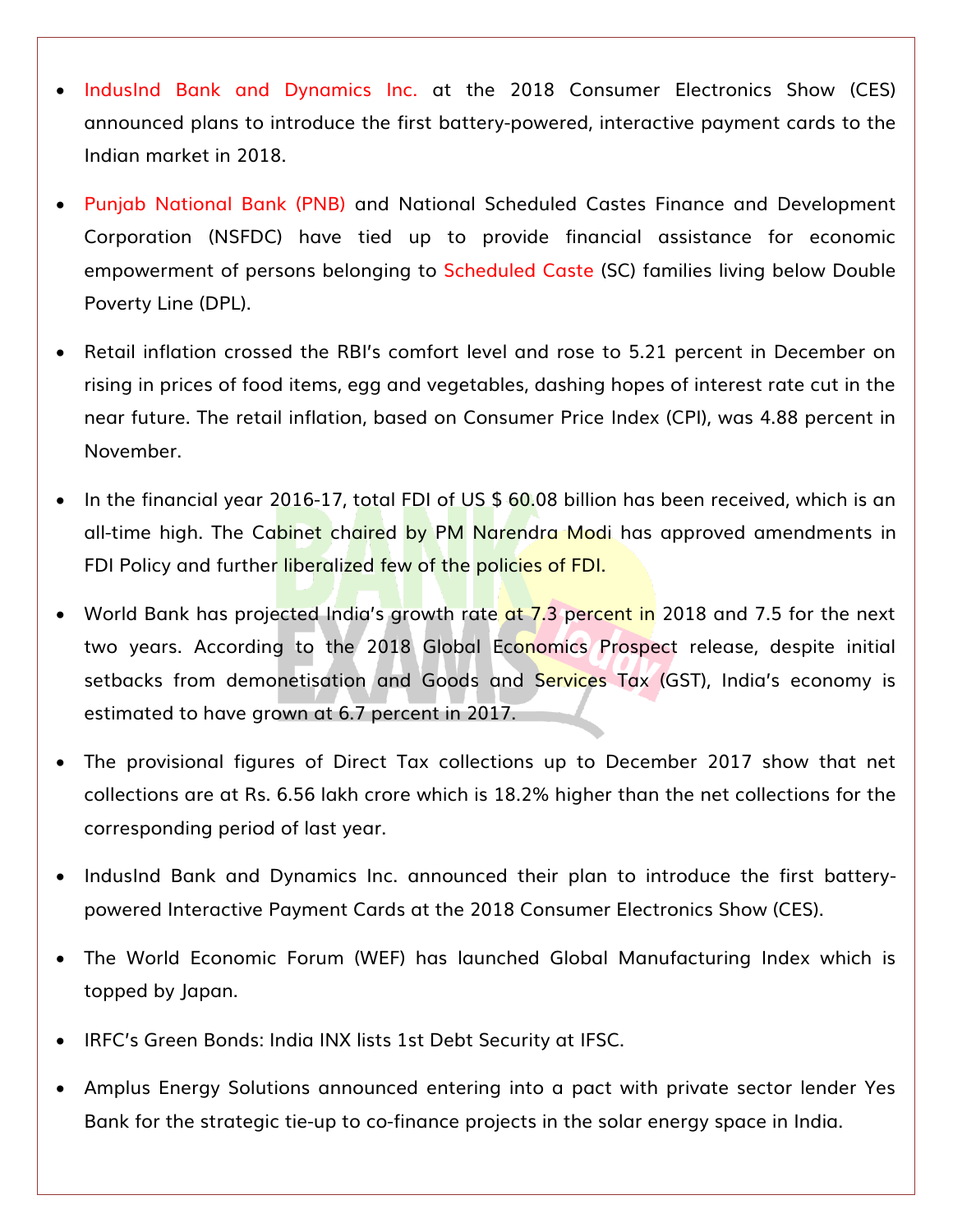- IndusInd Bank and Dynamics Inc. at the 2018 Consumer Electronics Show (CES) announced plans to introduce the first battery-powered, interactive payment cards to the Indian market in 2018.
- Punjab National Bank (PNB) and National Scheduled Castes Finance and Development Corporation (NSFDC) have tied up to provide financial assistance for economic empowerment of persons belonging to Scheduled Caste (SC) families living below Double Poverty Line (DPL).
- Retail inflation crossed the RBI's comfort level and rose to 5.21 percent in December on rising in prices of food items, egg and vegetables, dashing hopes of interest rate cut in the near future. The retail inflation, based on Consumer Price Index (CPI), was 4.88 percent in November.
- In the financial year 2016-17, total FDI of US $ 60.08 billion has been received, which is an all-time high. The Cabinet chaired by PM Narendra Modi has approved amendments in FDI Policy and further liberalized few of the policies of FDI.
- World Bank has projected India's growth rate at 7.3 percent in 2018 and 7.5 for the next two years. According to the 2018 Global Economics Prospect release, despite initial setbacks from demonetisation and Goods and Services Tax (GST), India's economy is estimated to have grown at 6.7 percent in 2017.
- The provisional figures of Direct Tax collections up to December 2017 show that net collections are at Rs. 6.56 lakh crore which is 18.2% higher than the net collections for the corresponding period of last year.
- IndusInd Bank and Dynamics Inc. announced their plan to introduce the first battery-powered Interactive Payment Cards at the 2018 Consumer Electronics Show (CES).
- The World Economic Forum (WEF) has launched Global Manufacturing Index which is topped by Japan.
- IRFC's Green Bonds: India INX lists 1st Debt Security at IFSC.
- Amplus Energy Solutions announced entering into a pact with private sector lender Yes Bank for the strategic tie-up to co-finance projects in the solar energy space in India.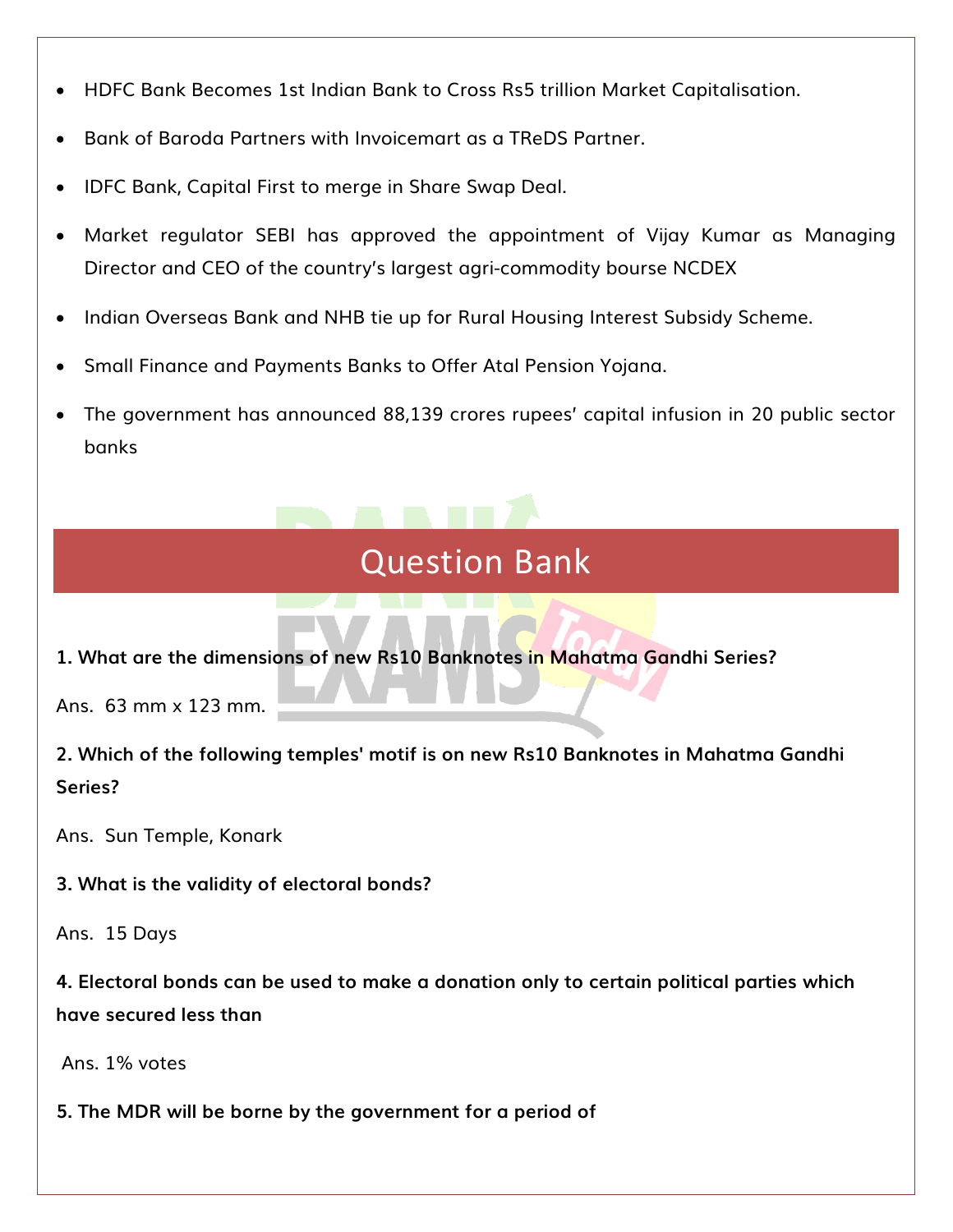- HDFC Bank Becomes 1st Indian Bank to Cross Rs5 trillion Market Capitalisation.
- Bank of Baroda Partners with Invoicemart as a TReDS Partner.
- IDFC Bank, Capital First to merge in Share Swap Deal.
- Market regulator SEBI has approved the appointment of Vijay Kumar as Managing Director and CEO of the country's largest agri-commodity bourse NCDEX
- Indian Overseas Bank and NHB tie up for Rural Housing Interest Subsidy Scheme.
- Small Finance and Payments Banks to Offer Atal Pension Yojana.
- The government has announced 88,139 crores rupees' capital infusion in 20 public sector banks

## Question Bank

**1. What are the dimensions of new Rs10 Banknotes in Mahatma Gandhi Series?**

Ans. 63 mm x 123 mm.

**2. Which of the following temples' motif is on new Rs10 Banknotes in Mahatma Gandhi Series?**

Ans. Sun Temple, Konark

**3. What is the validity of electoral bonds?**

Ans. 15 Days

**4. Electoral bonds can be used to make a donation only to certain political parties which have secured less than**

Ans. 1% votes

**5. The MDR will be borne by the government for a period of**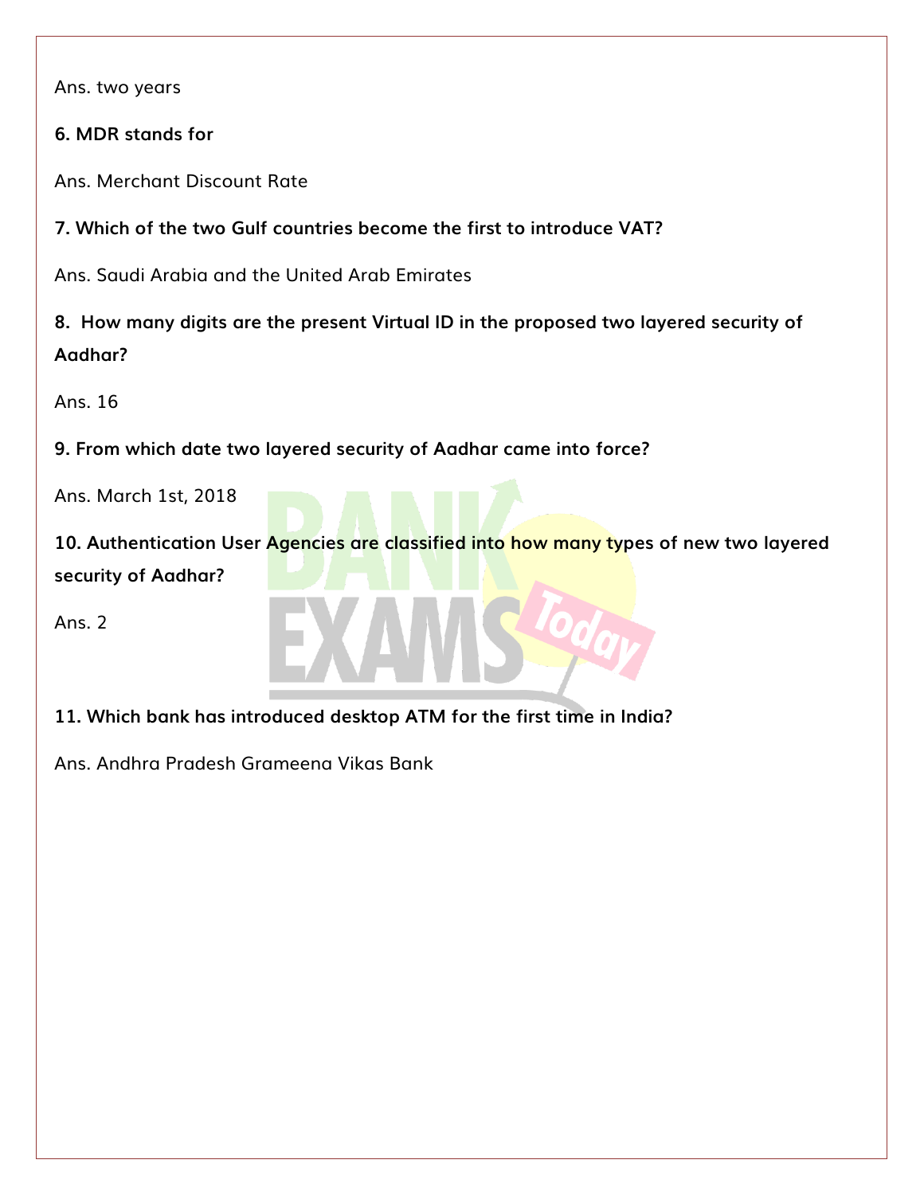Ans. two years

**6. MDR stands for**

Ans. Merchant Discount Rate

**7. Which of the two Gulf countries become the first to introduce VAT?**

Ans. Saudi Arabia and the United Arab Emirates

**8. How many digits are the present Virtual ID in the proposed two layered security of Aadhar?**

Ans. 16

**9. From which date two layered security of Aadhar came into force?**

Ans. March 1st, 2018

**10. Authentication User Agencies are classified into how many types of new two layered security of Aadhar?**

Ans. 2

**11. Which bank has introduced desktop ATM for the first time in India?**

Ans. Andhra Pradesh Grameena Vikas Bank